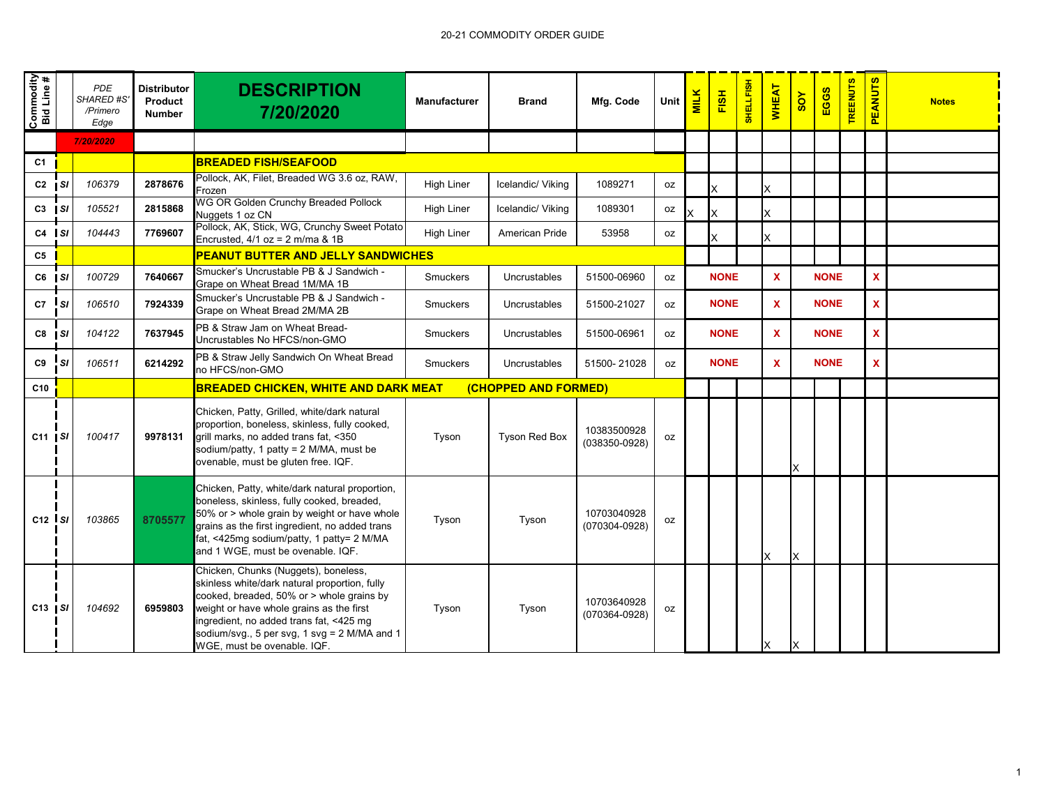| Commodity Bid Line # | | PDE SHARED #S' /Primero Edge | Distributor Product Number | DESCRIPTION 7/20/2020 | Manufacturer | Brand | Mfg. Code | Unit | MILK | FISH | SHELLFISH | WHEAT | SOY | EGGS | TREENUTS | PEANUTS | Notes |
|---|---|---|---|---|---|---|---|---|---|---|---|---|---|---|---|---|---|
| | | *7/20/2020* | | | | | | | | | | | | | | | |
| C1 | | | | **BREADED FISH/SEAFOOD** | | | | | | | | | | | | | |
| C2 | *SI* | *106379* | **2878676** | Pollock, AK, Filet, Breaded WG 3.6 oz, RAW, Frozen | High Liner | Icelandic/ Viking | 1089271 | oz | | X | | X | | | | | |
| C3 | *SI* | *105521* | **2815868** | WG OR Golden Crunchy Breaded Pollock Nuggets 1 oz CN | High Liner | Icelandic/ Viking | 1089301 | oz | X | X | | X | | | | | |
| C4 | *SI* | *104443* | **7769607** | Pollock, AK, Stick, WG, Crunchy Sweet Potato Encrusted, 4/1 oz = 2 m/ma & 1B | High Liner | American Pride | 53958 | oz | | X | | X | | | | | |
| C5 | | | | **PEANUT BUTTER AND JELLY SANDWICHES** | | | | | | | | | | | | | |
| C6 | *SI* | *100729* | **7640667** | Smucker's Uncrustable PB & J Sandwich - Grape on Wheat Bread 1M/MA 1B | Smuckers | Uncrustables | 51500-06960 | oz | | **NONE** | | **X** | | **NONE** | | **X** | |
| C7 | *SI* | *106510* | **7924339** | Smucker's Uncrustable PB & J Sandwich - Grape on Wheat Bread 2M/MA 2B | Smuckers | Uncrustables | 51500-21027 | oz | | **NONE** | | **X** | | **NONE** | | **X** | |
| C8 | *SI* | *104122* | **7637945** | PB & Straw Jam on Wheat Bread- Uncrustables No HFCS/non-GMO | Smuckers | Uncrustables | 51500-06961 | oz | | **NONE** | | **X** | | **NONE** | | **X** | |
| C9 | *SI* | *106511* | **6214292** | PB & Straw Jelly Sandwich On Wheat Bread no HFCS/non-GMO | Smuckers | Uncrustables | 51500- 21028 | oz | | **NONE** | | **X** | | **NONE** | | **X** | |
| C10 | | | | **BREADED CHICKEN, WHITE AND DARK MEAT (CHOPPED AND FORMED)** | | | | | | | | | | | | | |
| C11 | *SI* | *100417* | **9978131** | Chicken, Patty, Grilled, white/dark natural proportion, boneless, skinless, fully cooked, grill marks, no added trans fat, <350 sodium/patty, 1 patty = 2 M/MA, must be ovenable, must be gluten free. IQF. | Tyson | Tyson Red Box | 10383500928 (038350-0928) | oz | | | | | X | | | | |
| C12 | *SI* | *103865* | **8705577** | Chicken, Patty, white/dark natural proportion, boneless, skinless, fully cooked, breaded, 50% or > whole grain by weight or have whole grains as the first ingredient, no added trans fat, <425mg sodium/patty, 1 patty= 2 M/MA and 1 WGE, must be ovenable. IQF. | Tyson | Tyson | 10703040928 (070304-0928) | oz | | | | X | X | | | | |
| C13 | *SI* | *104692* | **6959803** | Chicken, Chunks (Nuggets), boneless, skinless white/dark natural proportion, fully cooked, breaded, 50% or > whole grains by weight or have whole grains as the first ingredient, no added trans fat, <425 mg sodium/svg., 5 per svg, 1 svg = 2 M/MA and 1 WGE, must be ovenable. IQF. | Tyson | Tyson | 10703640928 (070364-0928) | oz | | | | X | X | | | | |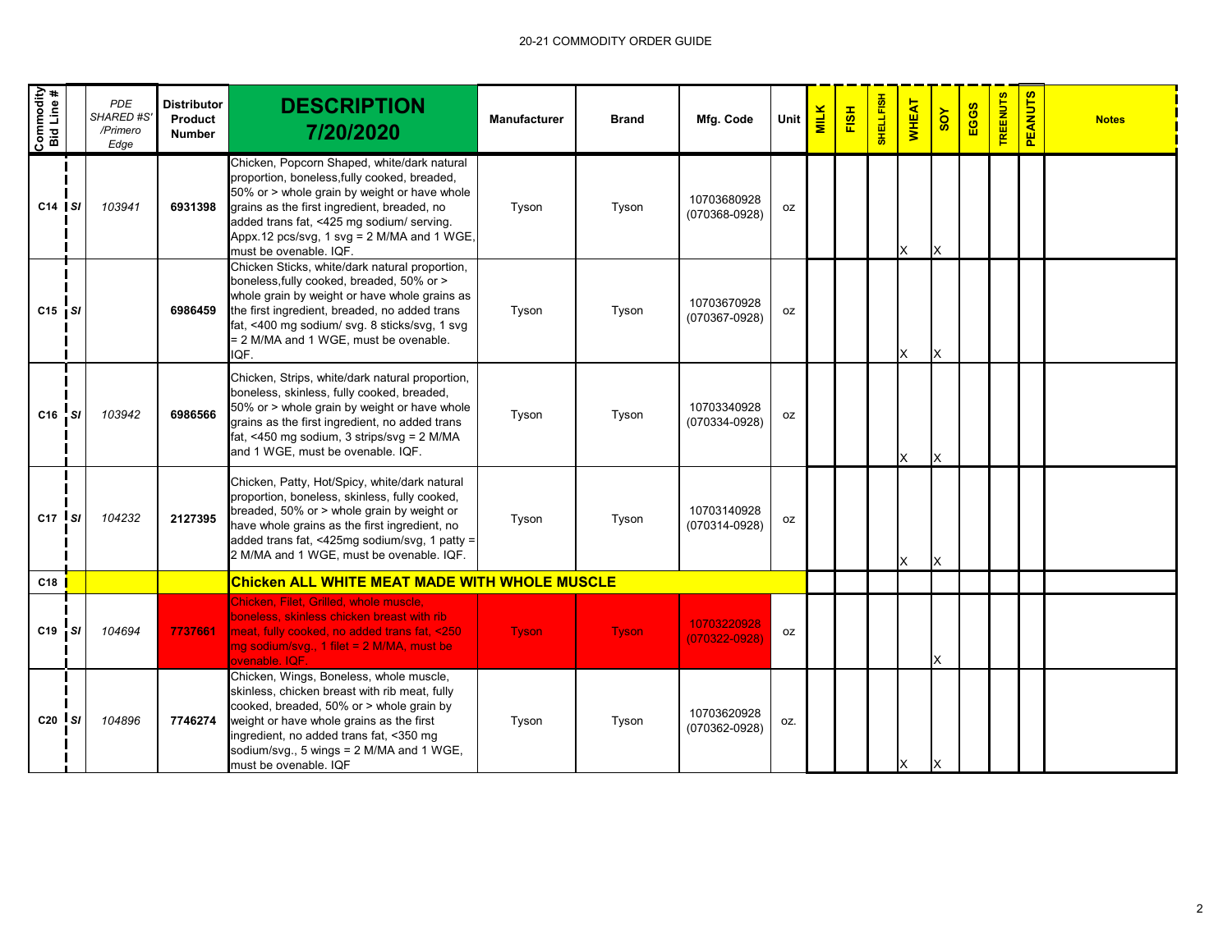| Commodity Bid Line # | | PDE SHARED #S' /Primero Edge | Distributor Product Number | DESCRIPTION 7/20/2020 | Manufacturer | Brand | Mfg. Code | Unit | MILK | FISH | SHELLFISH | WHEAT | SOY | EGGS | TREENUTS | PEANUTS | Notes |
|---|---|---|---|---|---|---|---|---|---|---|---|---|---|---|---|---|---|
| C14 | SI | 103941 | 6931398 | Chicken, Popcorn Shaped, white/dark natural proportion, boneless,fully cooked, breaded, 50% or > whole grain by weight or have whole grains as the first ingredient, breaded, no added trans fat, <425 mg sodium/ serving. Appx.12 pcs/svg, 1 svg = 2 M/MA and 1 WGE, must be ovenable. IQF. | Tyson | Tyson | 10703680928 (070368-0928) | oz | | | | X | X | | | | |
| C15 | SI | | 6986459 | Chicken Sticks, white/dark natural proportion, boneless,fully cooked, breaded, 50% or > whole grain by weight or have whole grains as the first ingredient, breaded, no added trans fat, <400 mg sodium/ svg. 8 sticks/svg, 1 svg = 2 M/MA and 1 WGE, must be ovenable. IQF. | Tyson | Tyson | 10703670928 (070367-0928) | oz | | | | X | X | | | | |
| C16 | SI | 103942 | 6986566 | Chicken, Strips, white/dark natural proportion, boneless, skinless, fully cooked, breaded, 50% or > whole grain by weight or have whole grains as the first ingredient, no added trans fat, <450 mg sodium, 3 strips/svg = 2 M/MA and 1 WGE, must be ovenable. IQF. | Tyson | Tyson | 10703340928 (070334-0928) | oz | | | | X | X | | | | |
| C17 | SI | 104232 | 2127395 | Chicken, Patty, Hot/Spicy, white/dark natural proportion, boneless, skinless, fully cooked, breaded, 50% or > whole grain by weight or have whole grains as the first ingredient, no added trans fat, <425mg sodium/svg, 1 patty = 2 M/MA and 1 WGE, must be ovenable. IQF. | Tyson | Tyson | 10703140928 (070314-0928) | oz | | | | X | X | | | | |
| C18 | | | | **Chicken ALL WHITE MEAT MADE WITH WHOLE MUSCLE** | | | | | | | | | | | | | |
| C19 | SI | 104694 | 7737661 | Chicken, Filet, Grilled, whole muscle, boneless, skinless chicken breast with rib meat, fully cooked, no added trans fat, <250 mg sodium/svg., 1 filet = 2 M/MA, must be ovenable. IQF. | Tyson | Tyson | 10703220928 (070322-0928) | oz | | | | | X | | | | |
| C20 | SI | 104896 | 7746274 | Chicken, Wings, Boneless, whole muscle, skinless, chicken breast with rib meat, fully cooked, breaded, 50% or > whole grain by weight or have whole grains as the first ingredient, no added trans fat, <350 mg sodium/svg., 5 wings = 2 M/MA and 1 WGE, must be ovenable. IQF | Tyson | Tyson | 10703620928 (070362-0928) | oz. | | | | X | X | | | | |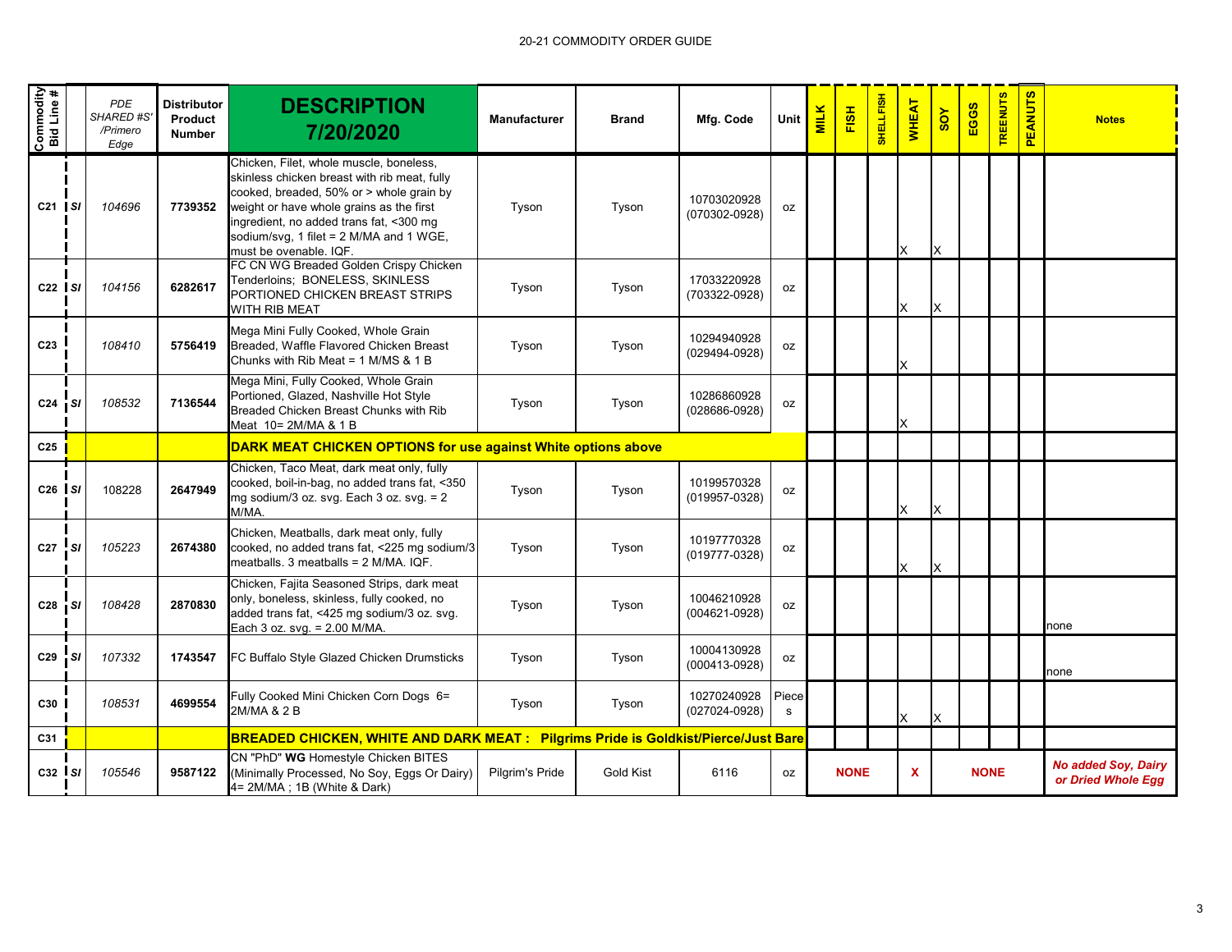20-21 COMMODITY ORDER GUIDE

| Commodity Bid Line # | | PDE SHARED #S' /Primero Edge | Distributor Product Number | DESCRIPTION 7/20/2020 | Manufacturer | Brand | Mfg. Code | Unit | MILK | FISH | SHELLFISH | WHEAT | SOY | EGGS | TREENUTS | PEANUTS | Notes |
|---|---|---|---|---|---|---|---|---|---|---|---|---|---|---|---|---|---|
| C21 | SI | 104696 | 7739352 | Chicken, Filet, whole muscle, boneless, skinless chicken breast with rib meat, fully cooked, breaded, 50% or > whole grain by weight or have whole grains as the first ingredient, no added trans fat, <300 mg sodium/svg, 1 filet = 2 M/MA and 1 WGE, must be ovenable. IQF. | Tyson | Tyson | 10703020928 (070302-0928) | oz | | | | X | X | | | | |
| C22 | SI | 104156 | 6282617 | FC CN WG Breaded Golden Crispy Chicken Tenderloins; BONELESS, SKINLESS PORTIONED CHICKEN BREAST STRIPS WITH RIB MEAT | Tyson | Tyson | 17033220928 (703322-0928) | oz | | | | X | X | | | | |
| C23 | | 108410 | 5756419 | Mega Mini Fully Cooked, Whole Grain Breaded, Waffle Flavored Chicken Breast Chunks with Rib Meat = 1 M/MS & 1 B | Tyson | Tyson | 10294940928 (029494-0928) | oz | | | | X | | | | | |
| C24 | SI | 108532 | 7136544 | Mega Mini, Fully Cooked, Whole Grain Portioned, Glazed, Nashville Hot Style Breaded Chicken Breast Chunks with Rib Meat 10= 2M/MA & 1 B | Tyson | Tyson | 10286860928 (028686-0928) | oz | | | | X | | | | | |
| C25 | | | | **DARK MEAT CHICKEN OPTIONS for use against White options above** | | | | | | | | | | | | | |
| C26 | SI | 108228 | 2647949 | Chicken, Taco Meat, dark meat only, fully cooked, boil-in-bag, no added trans fat, <350 mg sodium/3 oz. svg. Each 3 oz. svg. = 2 M/MA. | Tyson | Tyson | 10199570328 (019957-0328) | oz | | | | X | X | | | | |
| C27 | SI | 105223 | 2674380 | Chicken, Meatballs, dark meat only, fully cooked, no added trans fat, <225 mg sodium/3 meatballs. 3 meatballs = 2 M/MA. IQF. | Tyson | Tyson | 10197770328 (019777-0328) | oz | | | | X | X | | | | |
| C28 | SI | 108428 | 2870830 | Chicken, Fajita Seasoned Strips, dark meat only, boneless, skinless, fully cooked, no added trans fat, <425 mg sodium/3 oz. svg. Each 3 oz. svg. = 2.00 M/MA. | Tyson | Tyson | 10046210928 (004621-0928) | oz | | | | | | | | | none |
| C29 | SI | 107332 | 1743547 | FC Buffalo Style Glazed Chicken Drumsticks | Tyson | Tyson | 10004130928 (000413-0928) | oz | | | | | | | | | none |
| C30 | | 108531 | 4699554 | Fully Cooked Mini Chicken Corn Dogs 6= 2M/MA & 2 B | Tyson | Tyson | 10270240928 (027024-0928) | Pieces | | | | X | X | | | | |
| C31 | | | | **BREADED CHICKEN, WHITE AND DARK MEAT : Pilgrims Pride is Goldkist/Pierce/Just Bare** | | | | | | | | | | | | | |
| C32 | SI | 105546 | 9587122 | CN "PhD" **WG** Homestyle Chicken BITES (Minimally Processed, No Soy, Eggs Or Dairy) 4= 2M/MA ; 1B (White & Dark) | Pilgrim's Pride | Gold Kist | 6116 | oz | | **NONE** | | **X** | | **NONE** | | | ***No added Soy, Dairy or Dried Whole Egg*** |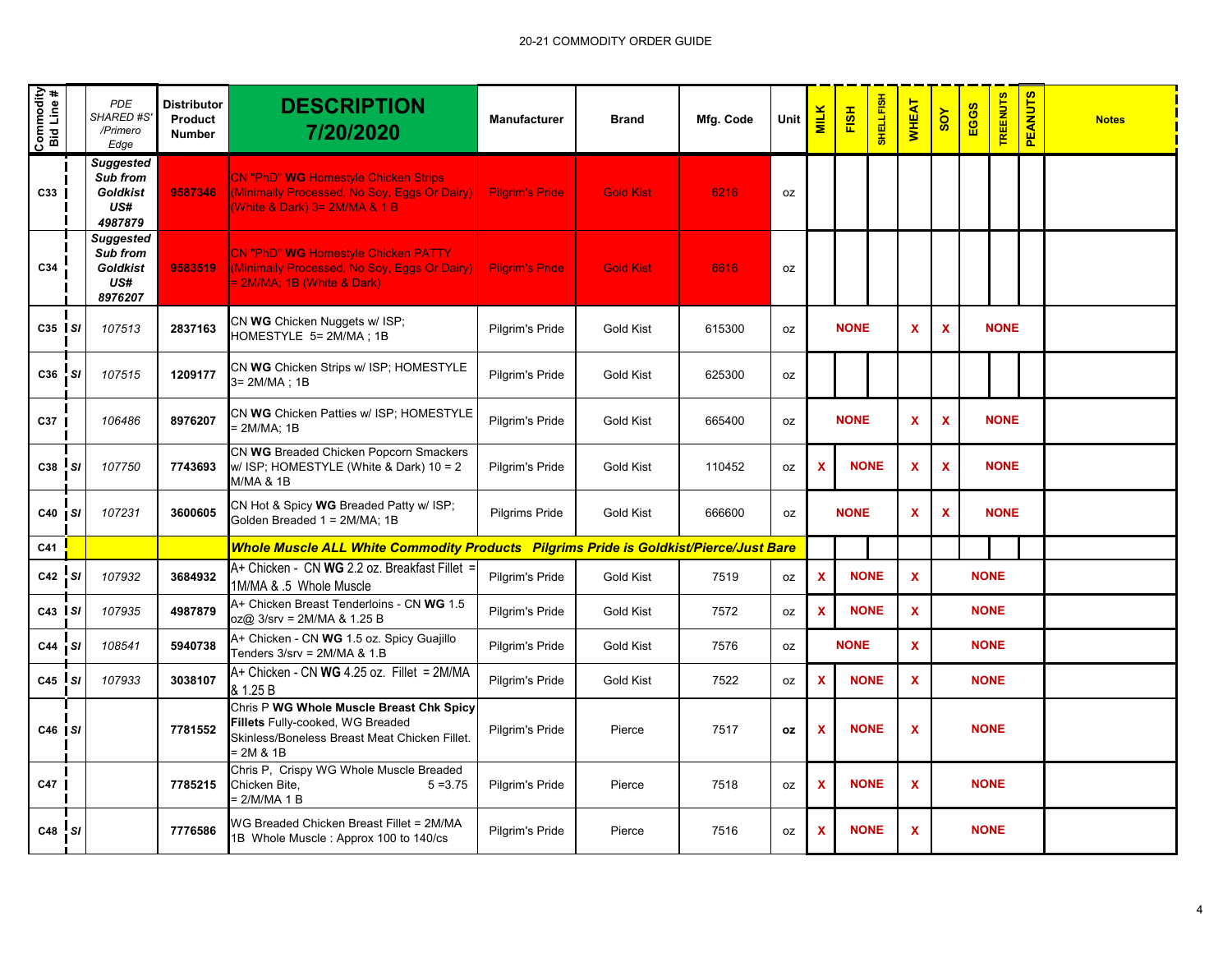| Commodity Bid Line # | | PDE SHARED #S' /Primero Edge | Distributor Product Number | DESCRIPTION 7/20/2020 | Manufacturer | Brand | Mfg. Code | Unit | MILK | FISH | SHELLFISH | WHEAT | SOY | EGGS | TREENUTS | PEANUTS | Notes |
|---|---|---|---|---|---|---|---|---|---|---|---|---|---|---|---|---|---|
| C33 | | ***Suggested Sub from Goldkist US# 4987879*** | **9587346** | CN "PhD" **WG** Homestyle Chicken Strips (Minimally Processed, No Soy, Eggs Or Dairy) (White & Dark) 3= 2M/MA & 1 B | Pilgrim's Pride | Gold Kist | 6216 | oz | | | | | | | | | |
| C34 | | ***Suggested Sub from Goldkist US# 8976207*** | **9583519** | CN "PhD" **WG** Homestyle Chicken PATTY (Minimally Processed, No Soy, Eggs Or Dairy) = 2M/MA; 1B (White & Dark) | Pilgrim's Pride | Gold Kist | 6616 | oz | | | | | | | | | |
| C35 | SI | 107513 | **2837163** | CN **WG** Chicken Nuggets w/ ISP; HOMESTYLE 5= 2M/MA ; 1B | Pilgrim's Pride | Gold Kist | 615300 | oz | | NONE | | X | X | | NONE | | |
| C36 | SI | 107515 | **1209177** | CN **WG** Chicken Strips w/ ISP; HOMESTYLE 3= 2M/MA ; 1B | Pilgrim's Pride | Gold Kist | 625300 | oz | | | | | | | | | |
| C37 | | 106486 | **8976207** | CN **WG** Chicken Patties w/ ISP; HOMESTYLE = 2M/MA; 1B | Pilgrim's Pride | Gold Kist | 665400 | oz | | NONE | | X | X | | NONE | | |
| C38 | SI | 107750 | **7743693** | CN **WG** Breaded Chicken Popcorn Smackers w/ ISP; HOMESTYLE (White & Dark) 10 = 2 M/MA & 1B | Pilgrim's Pride | Gold Kist | 110452 | oz | X | NONE | | X | X | | NONE | | |
| C40 | SI | 107231 | **3600605** | CN Hot & Spicy **WG** Breaded Patty w/ ISP; Golden Breaded 1 = 2M/MA; 1B | Pilgrims Pride | Gold Kist | 666600 | oz | | NONE | | X | X | | NONE | | |
| C41 | | | | ***Whole Muscle ALL White Commodity Products Pilgrims Pride is Goldkist/Pierce/Just Bare*** | | | | | | | | | | | | | |
| C42 | SI | 107932 | **3684932** | A+ Chicken - CN **WG** 2.2 oz. Breakfast Fillet = 1M/MA & .5 Whole Muscle | Pilgrim's Pride | Gold Kist | 7519 | oz | X | NONE | | X | | NONE | | | |
| C43 | SI | 107935 | **4987879** | A+ Chicken Breast Tenderloins - CN **WG** 1.5 oz@ 3/srv = 2M/MA & 1.25 B | Pilgrim's Pride | Gold Kist | 7572 | oz | X | NONE | | X | | NONE | | | |
| C44 | SI | 108541 | **5940738** | A+ Chicken - CN **WG** 1.5 oz. Spicy Guajillo Tenders 3/srv = 2M/MA & 1.B | Pilgrim's Pride | Gold Kist | 7576 | oz | | NONE | | X | | NONE | | | |
| C45 | SI | 107933 | **3038107** | A+ Chicken - CN **WG** 4.25 oz. Fillet = 2M/MA & 1.25 B | Pilgrim's Pride | Gold Kist | 7522 | oz | X | NONE | | X | | NONE | | | |
| C46 | SI | | **7781552** | Chris P **WG Whole Muscle Breast Chk Spicy Fillets** Fully-cooked, WG Breaded Skinless/Boneless Breast Meat Chicken Fillet. = 2M & 1B | Pilgrim's Pride | Pierce | 7517 | **oz** | X | NONE | | X | | NONE | | | |
| C47 | | | **7785215** | Chris P, Crispy WG Whole Muscle Breaded Chicken Bite, 5 =3.75 = 2/M/MA 1 B | Pilgrim's Pride | Pierce | 7518 | oz | X | NONE | | X | | NONE | | | |
| C48 | SI | | **7776586** | WG Breaded Chicken Breast Fillet = 2M/MA 1B Whole Muscle : Approx 100 to 140/cs | Pilgrim's Pride | Pierce | 7516 | oz | X | NONE | | X | | NONE | | | |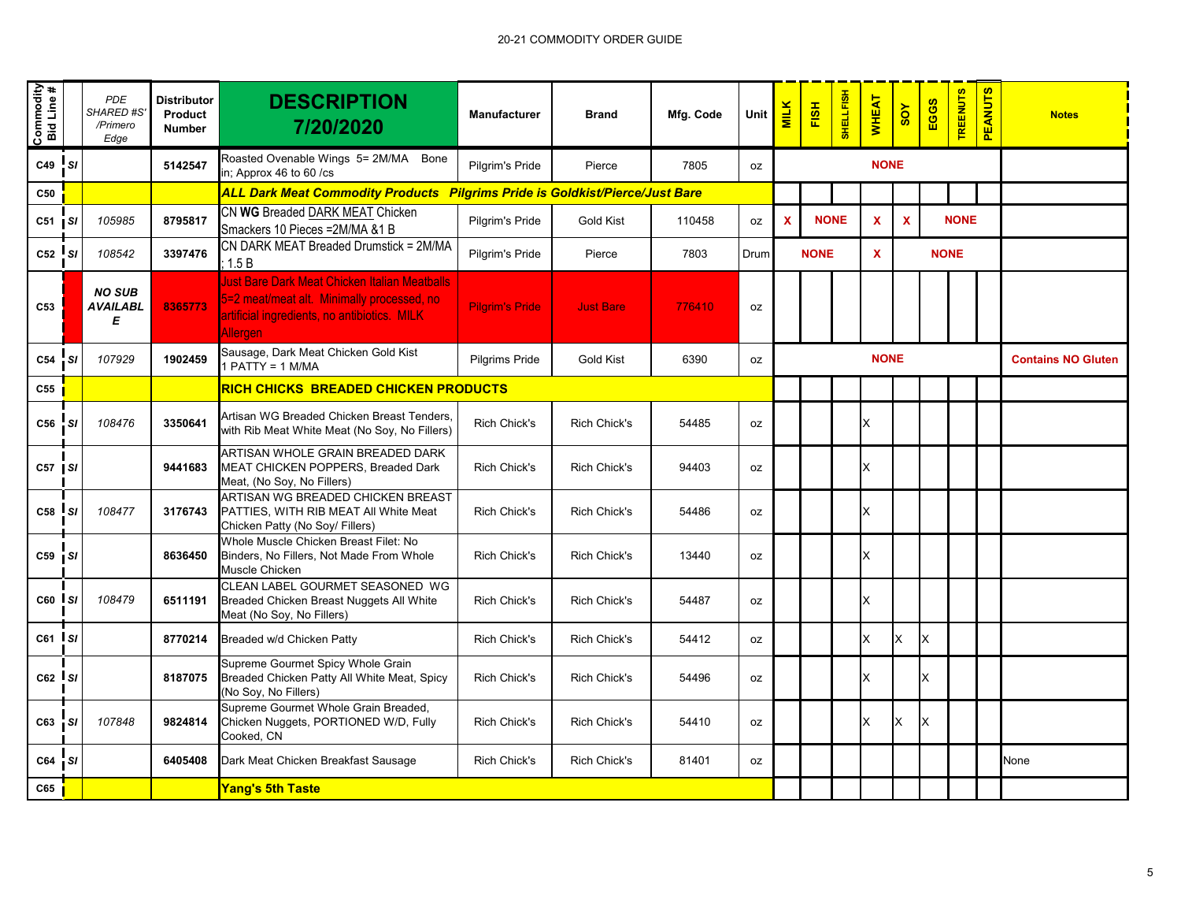| Commodity Bid Line # | | PDE SHARED #S' /Primero Edge | Distributor Product Number | DESCRIPTION 7/20/2020 | Manufacturer | Brand | Mfg. Code | Unit | MILK | FISH | SHELLFISH | WHEAT | SOY | EGGS | TREENUTS | PEANUTS | Notes |
|---|---|---|---|---|---|---|---|---|---|---|---|---|---|---|---|---|---|
| C49 | SI | | 5142547 | Roasted Ovenable Wings 5= 2M/MA Bone in; Approx 46 to 60 /cs | Pilgrim's Pride | Pierce | 7805 | oz | | | | NONE | | | | | |
| C50 | | | | ***ALL Dark Meat Commodity Products Pilgrims Pride is Goldkist/Pierce/Just Bare*** | | | | | | | | | | | | | |
| C51 | SI | 105985 | 8795817 | CN **WG** Breaded DARK MEAT Chicken Smackers 10 Pieces =2M/MA &1 B | Pilgrim's Pride | Gold Kist | 110458 | oz | X | NONE | | X | X | | NONE | | |
| C52 | SI | 108542 | 3397476 | CN DARK MEAT Breaded Drumstick = 2M/MA ; 1.5 B | Pilgrim's Pride | Pierce | 7803 | Drum | | NONE | | X | | NONE | | | |
| C53 | | **NO SUB AVAILABLE** | 8365773 | Just Bare Dark Meat Chicken Italian Meatballs 5=2 meat/meat alt. Minimally processed, no artificial ingredients, no antibiotics. MILK Allergen | Pilgrim's Pride | Just Bare | 776410 | oz | | | | | | | | | |
| C54 | SI | 107929 | 1902459 | Sausage, Dark Meat Chicken Gold Kist 1 PATTY = 1 M/MA | Pilgrims Pride | Gold Kist | 6390 | oz | | | | NONE | | | | | **Contains NO Gluten** |
| C55 | | | | **RICH CHICKS BREADED CHICKEN PRODUCTS** | | | | | | | | | | | | | |
| C56 | SI | 108476 | 3350641 | Artisan WG Breaded Chicken Breast Tenders, with Rib Meat White Meat (No Soy, No Fillers) | Rich Chick's | Rich Chick's | 54485 | oz | | | | X | | | | | |
| C57 | SI | | 9441683 | ARTISAN WHOLE GRAIN BREADED DARK MEAT CHICKEN POPPERS, Breaded Dark Meat, (No Soy, No Fillers) | Rich Chick's | Rich Chick's | 94403 | oz | | | | X | | | | | |
| C58 | SI | 108477 | 3176743 | ARTISAN WG BREADED CHICKEN BREAST PATTIES, WITH RIB MEAT All White Meat Chicken Patty (No Soy/ Fillers) | Rich Chick's | Rich Chick's | 54486 | oz | | | | X | | | | | |
| C59 | SI | | 8636450 | Whole Muscle Chicken Breast Filet: No Binders, No Fillers, Not Made From Whole Muscle Chicken | Rich Chick's | Rich Chick's | 13440 | oz | | | | X | | | | | |
| C60 | SI | 108479 | 6511191 | CLEAN LABEL GOURMET SEASONED WG Breaded Chicken Breast Nuggets All White Meat (No Soy, No Fillers) | Rich Chick's | Rich Chick's | 54487 | oz | | | | X | | | | | |
| C61 | SI | | 8770214 | Breaded w/d Chicken Patty | Rich Chick's | Rich Chick's | 54412 | oz | | | | X | X | X | | | |
| C62 | SI | | 8187075 | Supreme Gourmet Spicy Whole Grain Breaded Chicken Patty All White Meat, Spicy (No Soy, No Fillers) | Rich Chick's | Rich Chick's | 54496 | oz | | | | X | | X | | | |
| C63 | SI | 107848 | 9824814 | Supreme Gourmet Whole Grain Breaded, Chicken Nuggets, PORTIONED W/D, Fully Cooked, CN | Rich Chick's | Rich Chick's | 54410 | oz | | | | X | X | X | | | |
| C64 | SI | | 6405408 | Dark Meat Chicken Breakfast Sausage | Rich Chick's | Rich Chick's | 81401 | oz | | | | | | | | | None |
| C65 | | | | **Yang's 5th Taste** | | | | | | | | | | | | | |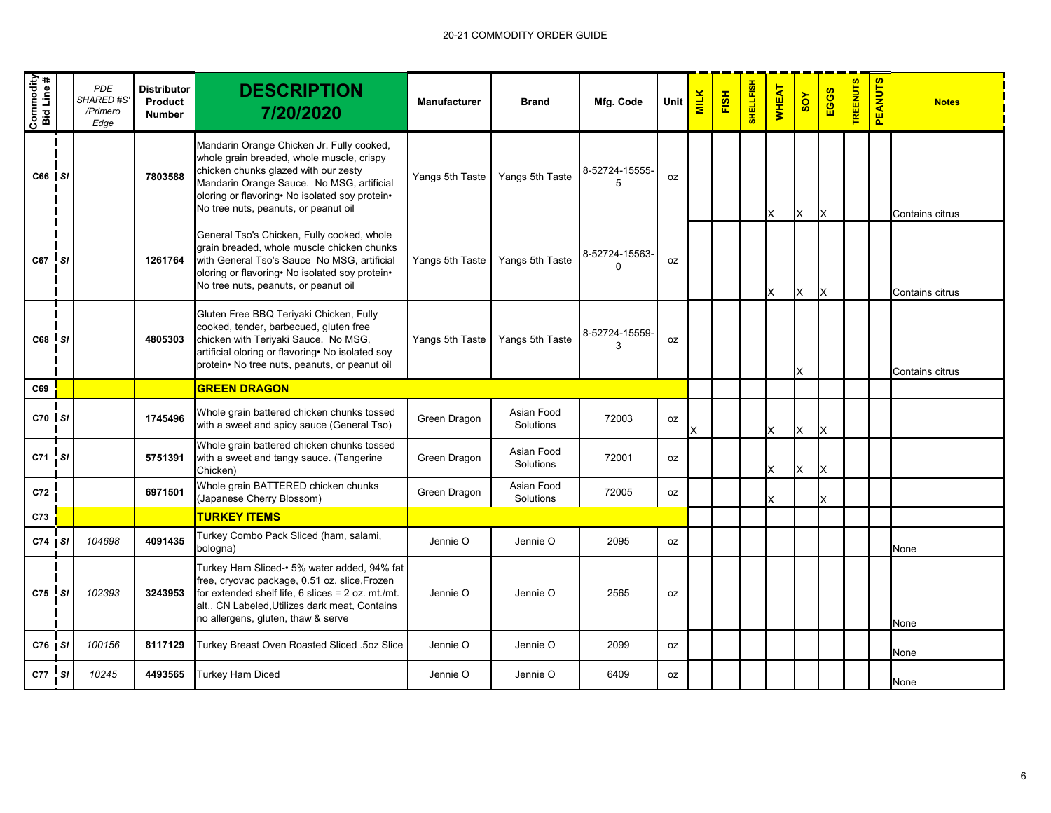20-21 COMMODITY ORDER GUIDE

| Commodity Bid Line # | | PDE SHARED #S' /Primero Edge | Distributor Product Number | DESCRIPTION 7/20/2020 | Manufacturer | Brand | Mfg. Code | Unit | MILK | FISH | SHELLFISH | WHEAT | SOY | EGGS | TREENUTS | PEANUTS | Notes |
|---|---|---|---|---|---|---|---|---|---|---|---|---|---|---|---|---|---|
| C66 | SI | | 7803588 | Mandarin Orange Chicken Jr. Fully cooked, whole grain breaded, whole muscle, crispy chicken chunks glazed with our zesty Mandarin Orange Sauce. No MSG, artificial oloring or flavoring• No isolated soy protein• No tree nuts, peanuts, or peanut oil | Yangs 5th Taste | Yangs 5th Taste | 8-52724-15555-5 | oz | | | | X | X | X | | | Contains citrus |
| C67 | SI | | 1261764 | General Tso's Chicken, Fully cooked, whole grain breaded, whole muscle chicken chunks with General Tso's Sauce No MSG, artificial oloring or flavoring• No isolated soy protein• No tree nuts, peanuts, or peanut oil | Yangs 5th Taste | Yangs 5th Taste | 8-52724-15563-0 | oz | | | | X | X | X | | | Contains citrus |
| C68 | SI | | 4805303 | Gluten Free BBQ Teriyaki Chicken, Fully cooked, tender, barbecued, gluten free chicken with Teriyaki Sauce. No MSG, artificial oloring or flavoring• No isolated soy protein• No tree nuts, peanuts, or peanut oil | Yangs 5th Taste | Yangs 5th Taste | 8-52724-15559-3 | oz | | | | | X | | | | Contains citrus |
| C69 | | | | **GREEN DRAGON** | | | | | | | | | | | | | |
| C70 | SI | | 1745496 | Whole grain battered chicken chunks tossed with a sweet and spicy sauce (General Tso) | Green Dragon | Asian Food Solutions | 72003 | oz | X | | | X | X | X | | | |
| C71 | SI | | 5751391 | Whole grain battered chicken chunks tossed with a sweet and tangy sauce. (Tangerine Chicken) | Green Dragon | Asian Food Solutions | 72001 | oz | | | | X | X | X | | | |
| C72 | | | 6971501 | Whole grain BATTERED chicken chunks (Japanese Cherry Blossom) | Green Dragon | Asian Food Solutions | 72005 | oz | | | | X | | X | | | |
| C73 | | | | **TURKEY ITEMS** | | | | | | | | | | | | | |
| C74 | SI | 104698 | 4091435 | Turkey Combo Pack Sliced (ham, salami, bologna) | Jennie O | Jennie O | 2095 | oz | | | | | | | | | None |
| C75 | SI | 102393 | 3243953 | Turkey Ham Sliced-• 5% water added, 94% fat free, cryovac package, 0.51 oz. slice,Frozen for extended shelf life, 6 slices = 2 oz. mt./mt. alt., CN Labeled,Utilizes dark meat, Contains no allergens, gluten, thaw & serve | Jennie O | Jennie O | 2565 | oz | | | | | | | | | None |
| C76 | SI | 100156 | 8117129 | Turkey Breast Oven Roasted Sliced .5oz Slice | Jennie O | Jennie O | 2099 | oz | | | | | | | | | None |
| C77 | SI | 10245 | 4493565 | Turkey Ham Diced | Jennie O | Jennie O | 6409 | oz | | | | | | | | | None |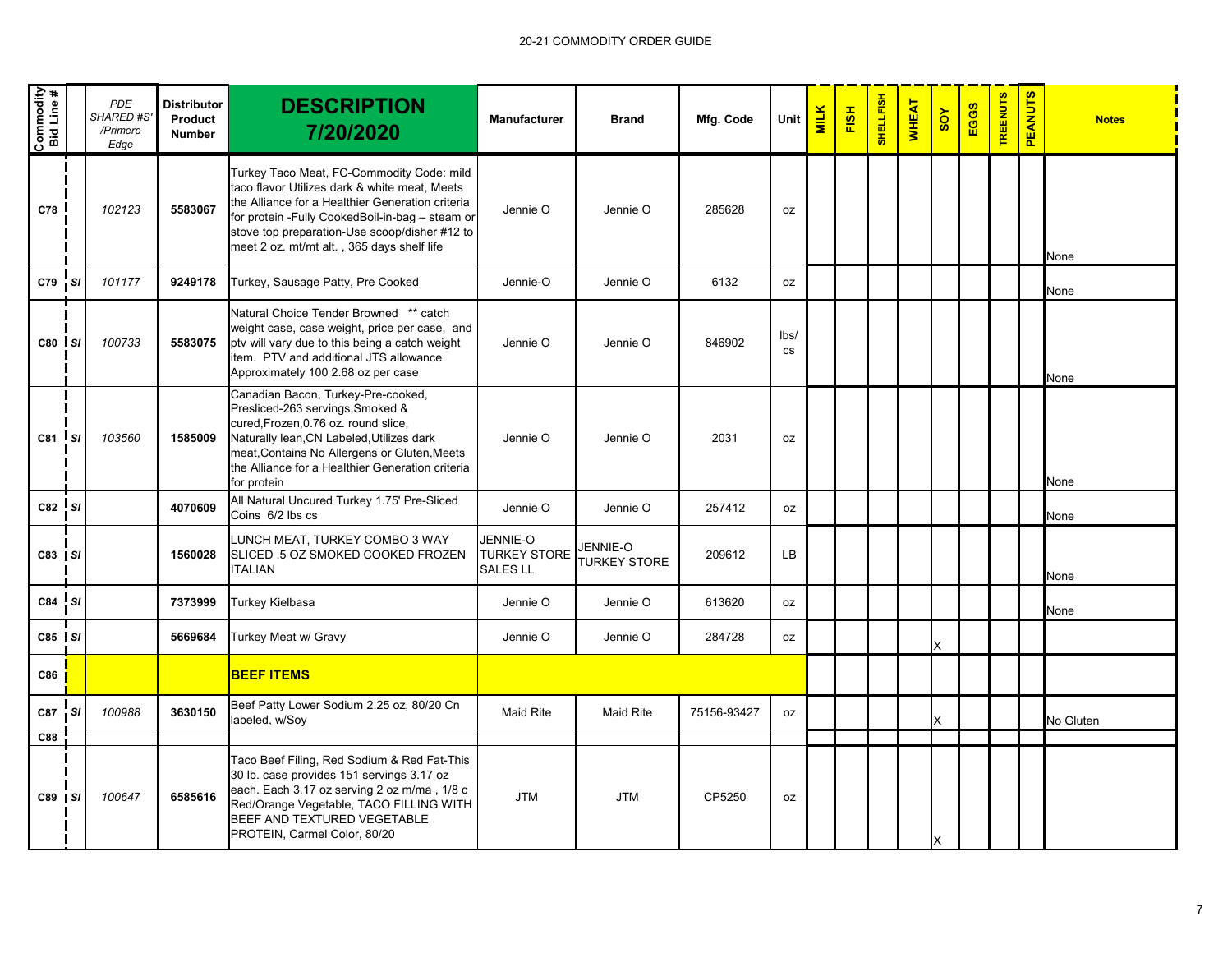20-21 COMMODITY ORDER GUIDE

| Commodity Bid Line # | | PDE SHARED #S' /Primero Edge | Distributor Product Number | DESCRIPTION 7/20/2020 | Manufacturer | Brand | Mfg. Code | Unit | MILK | FISH | SHELLFISH | WHEAT | SOY | EGGS | TREENUTS | PEANUTS | Notes |
|---|---|---|---|---|---|---|---|---|---|---|---|---|---|---|---|---|---|
| C78 | | 102123 | 5583067 | Turkey Taco Meat, FC-Commodity Code: mild taco flavor Utilizes dark & white meat, Meets the Alliance for a Healthier Generation criteria for protein -Fully CookedBoil-in-bag – steam or stove top preparation-Use scoop/disher #12 to meet 2 oz. mt/mt alt. , 365 days shelf life | Jennie O | Jennie O | 285628 | oz | | | | | | | | | None |
| C79 | SI | 101177 | 9249178 | Turkey, Sausage Patty, Pre Cooked | Jennie-O | Jennie O | 6132 | oz | | | | | | | | | None |
| C80 | SI | 100733 | 5583075 | Natural Choice Tender Browned ** catch weight case, case weight, price per case, and ptv will vary due to this being a catch weight item. PTV and additional JTS allowance Approximately 100 2.68 oz per case | Jennie O | Jennie O | 846902 | lbs/ cs | | | | | | | | | None |
| C81 | SI | 103560 | 1585009 | Canadian Bacon, Turkey-Pre-cooked, Presliced-263 servings,Smoked & cured,Frozen,0.76 oz. round slice, Naturally lean,CN Labeled,Utilizes dark meat,Contains No Allergens or Gluten,Meets the Alliance for a Healthier Generation criteria for protein | Jennie O | Jennie O | 2031 | oz | | | | | | | | | None |
| C82 | SI | | 4070609 | All Natural Uncured Turkey 1.75' Pre-Sliced Coins 6/2 lbs cs | Jennie O | Jennie O | 257412 | oz | | | | | | | | | None |
| C83 | SI | | 1560028 | LUNCH MEAT, TURKEY COMBO 3 WAY SLICED .5 OZ SMOKED COOKED FROZEN ITALIAN | JENNIE-O TURKEY STORE SALES LL | JENNIE-O TURKEY STORE | 209612 | LB | | | | | | | | | None |
| C84 | SI | | 7373999 | Turkey Kielbasa | Jennie O | Jennie O | 613620 | oz | | | | | | | | | None |
| C85 | SI | | 5669684 | Turkey Meat w/ Gravy | Jennie O | Jennie O | 284728 | oz | | | | | X | | | | |
| C86 | | | | **BEEF ITEMS** | | | | | | | | | | | | | |
| C87 | SI | 100988 | 3630150 | Beef Patty Lower Sodium 2.25 oz, 80/20 Cn labeled, w/Soy | Maid Rite | Maid Rite | 75156-93427 | oz | | | | | X | | | | No Gluten |
| C88 | | | | | | | | | | | | | | | | | |
| C89 | SI | 100647 | 6585616 | Taco Beef Filing, Red Sodium & Red Fat-This 30 lb. case provides 151 servings 3.17 oz each. Each 3.17 oz serving 2 oz m/ma , 1/8 c Red/Orange Vegetable, TACO FILLING WITH BEEF AND TEXTURED VEGETABLE PROTEIN, Carmel Color, 80/20 | JTM | JTM | CP5250 | oz | | | | | X | | | | |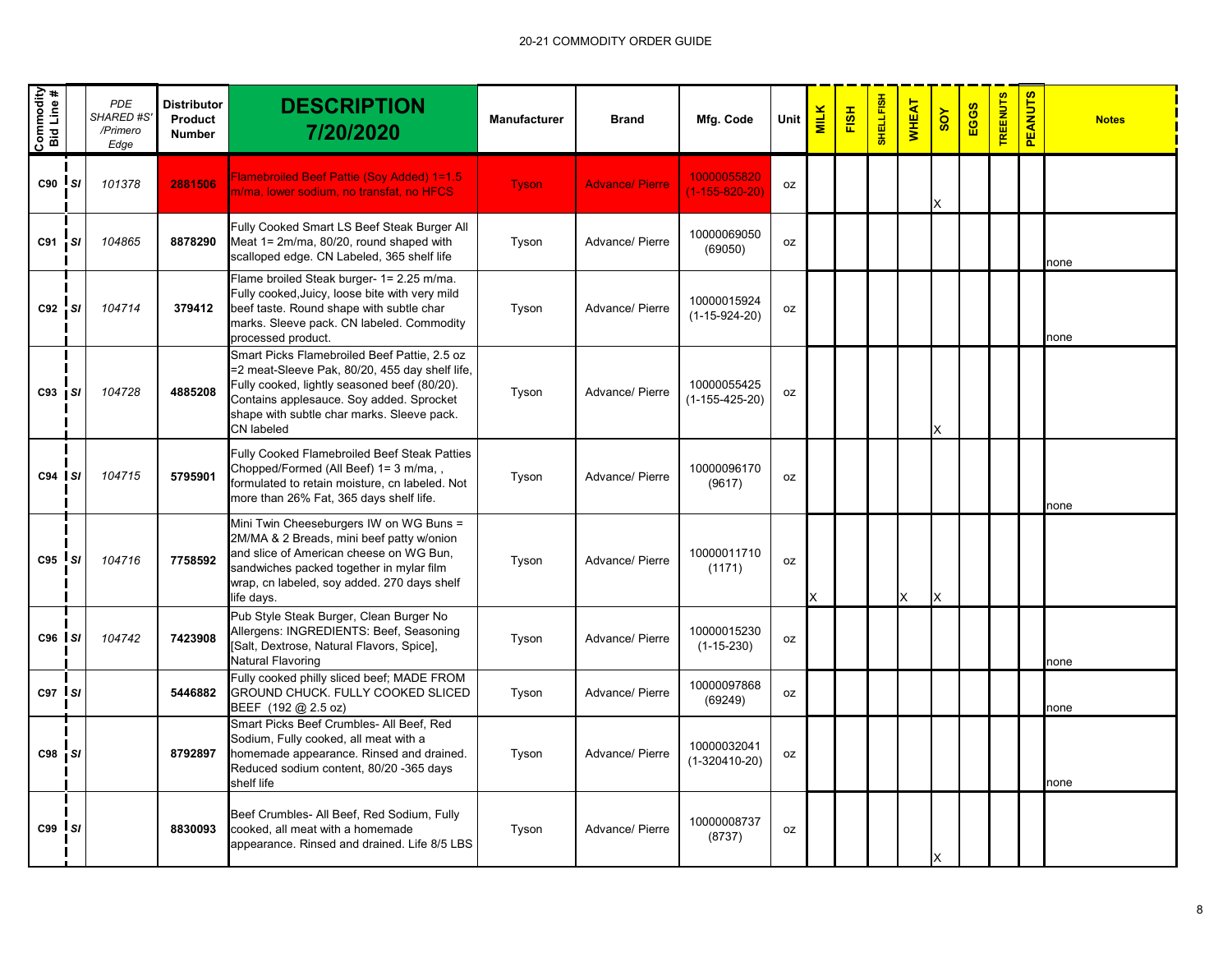20-21 COMMODITY ORDER GUIDE

| Commodity Bid Line # | | PDE SHARED #S' /Primero Edge | Distributor Product Number | DESCRIPTION 7/20/2020 | Manufacturer | Brand | Mfg. Code | Unit | MILK | FISH | SHELLFISH | WHEAT | SOY | EGGS | TREENUTS | PEANUTS | Notes |
|---|---|---|---|---|---|---|---|---|---|---|---|---|---|---|---|---|---|
| C90 | SI | 101378 | 2881506 | Flamebroiled Beef Pattie (Soy Added) 1=1.5 m/ma, lower sodium, no transfat, no HFCS | Tyson | Advance/ Pierre | 10000055820 (1-155-820-20) | oz | | | | | X | | | | |
| C91 | SI | 104865 | 8878290 | Fully Cooked Smart LS Beef Steak Burger All Meat 1= 2m/ma, 80/20, round shaped with scalloped edge. CN Labeled, 365 shelf life | Tyson | Advance/ Pierre | 10000069050 (69050) | oz | | | | | | | | | none |
| C92 | SI | 104714 | 379412 | Flame broiled Steak burger- 1= 2.25 m/ma. Fully cooked,Juicy, loose bite with very mild beef taste. Round shape with subtle char marks. Sleeve pack. CN labeled. Commodity processed product. | Tyson | Advance/ Pierre | 10000015924 (1-15-924-20) | oz | | | | | | | | | none |
| C93 | SI | 104728 | 4885208 | Smart Picks Flamebroiled Beef Pattie, 2.5 oz =2 meat-Sleeve Pak, 80/20, 455 day shelf life, Fully cooked, lightly seasoned beef (80/20). Contains applesauce. Soy added. Sprocket shape with subtle char marks. Sleeve pack. CN labeled | Tyson | Advance/ Pierre | 10000055425 (1-155-425-20) | oz | | | | | X | | | | |
| C94 | SI | 104715 | 5795901 | Fully Cooked Flamebroiled Beef Steak Patties Chopped/Formed (All Beef) 1= 3 m/ma, , formulated to retain moisture, cn labeled. Not more than 26% Fat, 365 days shelf life. | Tyson | Advance/ Pierre | 10000096170 (9617) | oz | | | | | | | | | none |
| C95 | SI | 104716 | 7758592 | Mini Twin Cheeseburgers IW on WG Buns = 2M/MA & 2 Breads, mini beef patty w/onion and slice of American cheese on WG Bun, sandwiches packed together in mylar film wrap, cn labeled, soy added. 270 days shelf life days. | Tyson | Advance/ Pierre | 10000011710 (1171) | oz | X | | | X | X | | | | |
| C96 | SI | 104742 | 7423908 | Pub Style Steak Burger, Clean Burger No Allergens: INGREDIENTS: Beef, Seasoning [Salt, Dextrose, Natural Flavors, Spice], Natural Flavoring | Tyson | Advance/ Pierre | 10000015230 (1-15-230) | oz | | | | | | | | | none |
| C97 | SI | | 5446882 | Fully cooked philly sliced beef; MADE FROM GROUND CHUCK. FULLY COOKED SLICED BEEF (192 @ 2.5 oz) | Tyson | Advance/ Pierre | 10000097868 (69249) | oz | | | | | | | | | none |
| C98 | SI | | 8792897 | Smart Picks Beef Crumbles- All Beef, Red Sodium, Fully cooked, all meat with a homemade appearance. Rinsed and drained. Reduced sodium content, 80/20 -365 days shelf life | Tyson | Advance/ Pierre | 10000032041 (1-320410-20) | oz | | | | | | | | | none |
| C99 | SI | | 8830093 | Beef Crumbles- All Beef, Red Sodium, Fully cooked, all meat with a homemade appearance. Rinsed and drained. Life 8/5 LBS | Tyson | Advance/ Pierre | 10000008737 (8737) | oz | | | | | X | | | | |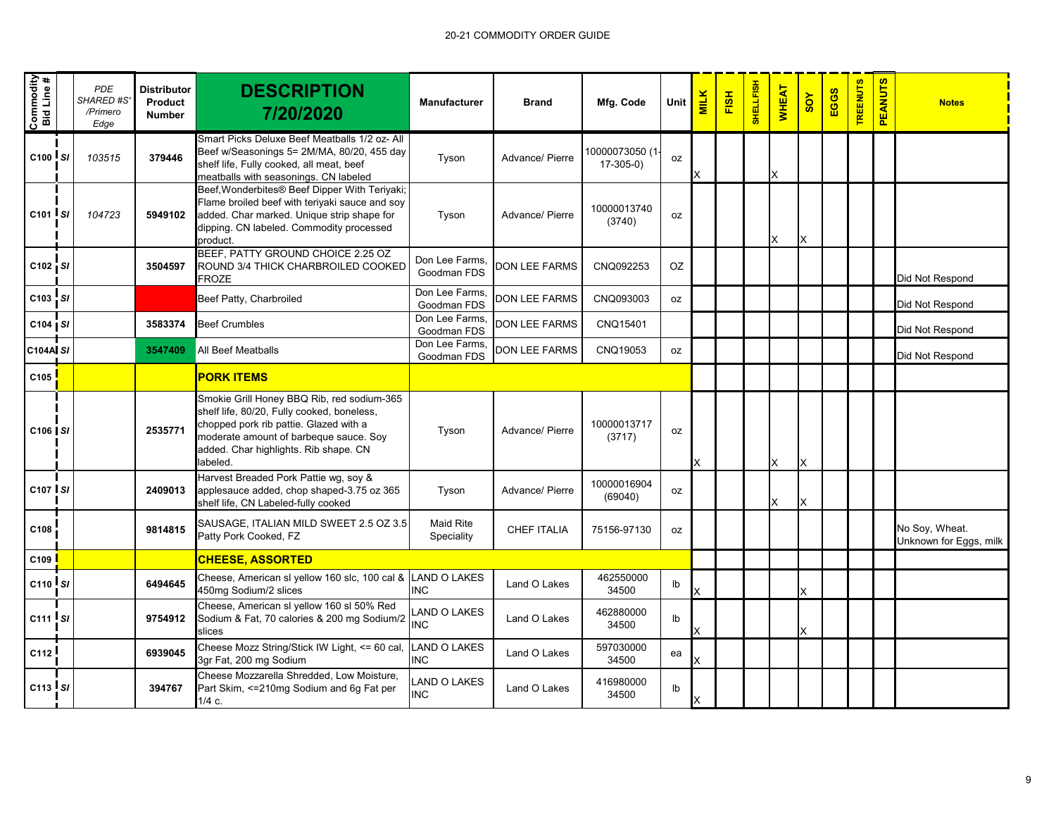20-21 COMMODITY ORDER GUIDE

| Commodity Bid Line # | | PDE SHARED #S' /Primero Edge | Distributor Product Number | DESCRIPTION 7/20/2020 | Manufacturer | Brand | Mfg. Code | Unit | MILK | FISH | SHELLFISH | WHEAT | SOY | EGGS | TREENUTS | PEANUTS | Notes |
|---|---|---|---|---|---|---|---|---|---|---|---|---|---|---|---|---|---|
| C100 | SI | 103515 | 379446 | Smart Picks Deluxe Beef Meatballs 1/2 oz- All Beef w/Seasonings 5= 2M/MA, 80/20, 455 day shelf life, Fully cooked, all meat, beef meatballs with seasonings. CN labeled | Tyson | Advance/ Pierre | 10000073050 (1-17-305-0) | oz | X | | | X | | | | | |
| C101 | SI | 104723 | 5949102 | Beef,Wonderbites® Beef Dipper With Teriyaki; Flame broiled beef with teriyaki sauce and soy added. Char marked. Unique strip shape for dipping. CN labeled. Commodity processed product. | Tyson | Advance/ Pierre | 10000013740 (3740) | oz | | | | X | X | | | | |
| C102 | SI | | 3504597 | BEEF, PATTY GROUND CHOICE 2.25 OZ ROUND 3/4 THICK CHARBROILED COOKED FROZE | Don Lee Farms, Goodman FDS | DON LEE FARMS | CNQ092253 | OZ | | | | | | | | | Did Not Respond |
| C103 | SI | | | Beef Patty, Charbroiled | Don Lee Farms, Goodman FDS | DON LEE FARMS | CNQ093003 | oz | | | | | | | | | Did Not Respond |
| C104 | SI | | 3583374 | Beef Crumbles | Don Lee Farms, Goodman FDS | DON LEE FARMS | CNQ15401 | | | | | | | | | | Did Not Respond |
| C104A | SI | | 3547409 | All Beef Meatballs | Don Lee Farms, Goodman FDS | DON LEE FARMS | CNQ19053 | oz | | | | | | | | | Did Not Respond |
| C105 | | | | **PORK ITEMS** | | | | | | | | | | | | | |
| C106 | SI | | 2535771 | Smokie Grill Honey BBQ Rib, red sodium-365 shelf life, 80/20, Fully cooked, boneless, chopped pork rib pattie. Glazed with a moderate amount of barbeque sauce. Soy added. Char highlights. Rib shape. CN labeled. | Tyson | Advance/ Pierre | 10000013717 (3717) | oz | X | | | X | X | | | | |
| C107 | SI | | 2409013 | Harvest Breaded Pork Pattie wg, soy & applesauce added, chop shaped-3.75 oz 365 shelf life, CN Labeled-fully cooked | Tyson | Advance/ Pierre | 10000016904 (69040) | oz | | | | X | X | | | | |
| C108 | | | 9814815 | SAUSAGE, ITALIAN MILD SWEET 2.5 OZ 3.5 Patty Pork Cooked, FZ | Maid Rite Speciality | CHEF ITALIA | 75156-97130 | oz | | | | | | | | | No Soy, Wheat. Unknown for Eggs, milk |
| C109 | | | | **CHEESE, ASSORTED** | | | | | | | | | | | | | |
| C110 | SI | | 6494645 | Cheese, American sl yellow 160 slc, 100 cal & 450mg Sodium/2 slices | LAND O LAKES INC | Land O Lakes | 462550000 34500 | lb | X | | | | X | | | | |
| C111 | SI | | 9754912 | Cheese, American sl yellow 160 sl 50% Red Sodium & Fat, 70 calories & 200 mg Sodium/2 slices | LAND O LAKES INC | Land O Lakes | 462880000 34500 | lb | X | | | | X | | | | |
| C112 | | | 6939045 | Cheese Mozz String/Stick IW Light, <= 60 cal, 3gr Fat, 200 mg Sodium | LAND O LAKES INC | Land O Lakes | 597030000 34500 | ea | X | | | | | | | | |
| C113 | SI | | 394767 | Cheese Mozzarella Shredded, Low Moisture, Part Skim, <=210mg Sodium and 6g Fat per 1/4 c. | LAND O LAKES INC | Land O Lakes | 416980000 34500 | lb | X | | | | | | | | |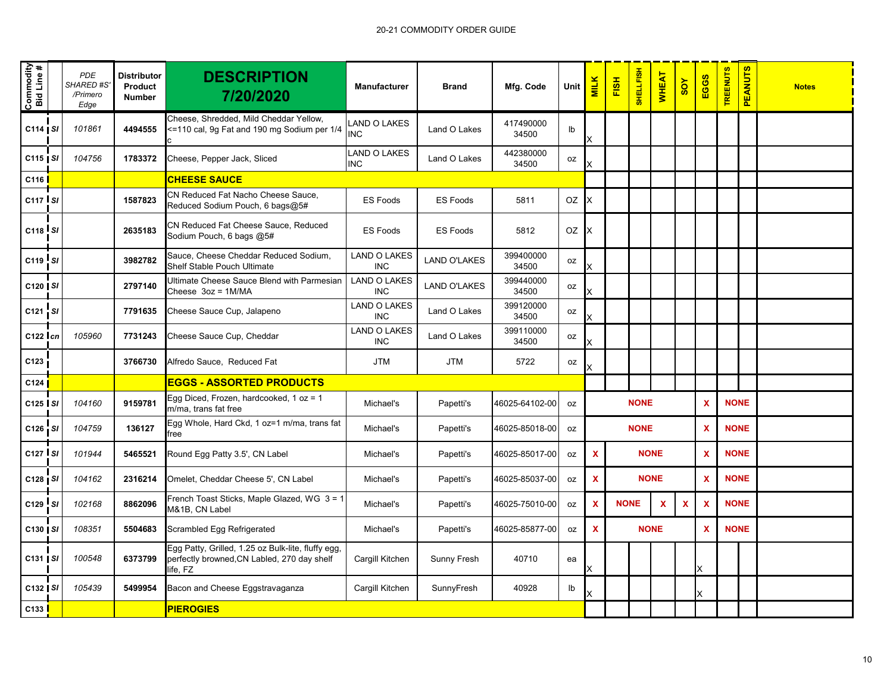| Commodity Bid Line # | | PDE SHARED #S' /Primero Edge | Distributor Product Number | DESCRIPTION 7/20/2020 | Manufacturer | Brand | Mfg. Code | Unit | MILK | FISH | SHELLFISH | WHEAT | SOY | EGGS | TREENUTS | PEANUTS | Notes |
|---|---|---|---|---|---|---|---|---|---|---|---|---|---|---|---|---|---|
| C114 | SI | 101861 | 4494555 | Cheese, Shredded, Mild Cheddar Yellow, <=110 cal, 9g Fat and 190 mg Sodium per 1/4 c | LAND O LAKES INC | Land O Lakes | 417490000 34500 | lb | X | | | | | | | | |
| C115 | SI | 104756 | 1783372 | Cheese, Pepper Jack, Sliced | LAND O LAKES INC | Land O Lakes | 442380000 34500 | oz | X | | | | | | | | |
| C116 | | | | **CHEESE SAUCE** | | | | | | | | | | | | | |
| C117 | SI | | 1587823 | CN Reduced Fat Nacho Cheese Sauce, Reduced Sodium Pouch, 6 bags@5# | ES Foods | ES Foods | 5811 | OZ | X | | | | | | | | |
| C118 | SI | | 2635183 | CN Reduced Fat Cheese Sauce, Reduced Sodium Pouch, 6 bags @5# | ES Foods | ES Foods | 5812 | OZ | X | | | | | | | | |
| C119 | SI | | 3982782 | Sauce, Cheese Cheddar Reduced Sodium, Shelf Stable Pouch Ultimate | LAND O LAKES INC | LAND O'LAKES | 399400000 34500 | oz | X | | | | | | | | |
| C120 | SI | | 2797140 | Ultimate Cheese Sauce Blend with Parmesian Cheese 3oz = 1M/MA | LAND O LAKES INC | LAND O'LAKES | 399440000 34500 | oz | X | | | | | | | | |
| C121 | SI | | 7791635 | Cheese Sauce Cup, Jalapeno | LAND O LAKES INC | Land O Lakes | 399120000 34500 | oz | X | | | | | | | | |
| C122 | cn | 105960 | 7731243 | Cheese Sauce Cup, Cheddar | LAND O LAKES INC | Land O Lakes | 399110000 34500 | oz | X | | | | | | | | |
| C123 | | | 3766730 | Alfredo Sauce, Reduced Fat | JTM | JTM | 5722 | oz | X | | | | | | | | |
| C124 | | | | **EGGS - ASSORTED PRODUCTS** | | | | | | | | | | | | | |
| C125 | SI | 104160 | 9159781 | Egg Diced, Frozen, hardcooked, 1 oz = 1 m/ma, trans fat free | Michael's | Papetti's | 46025-64102-00 | oz | NONE | | | | | X | NONE | | |
| C126 | SI | 104759 | 136127 | Egg Whole, Hard Ckd, 1 oz=1 m/ma, trans fat free | Michael's | Papetti's | 46025-85018-00 | oz | NONE | | | | | X | NONE | | |
| C127 | SI | 101944 | 5465521 | Round Egg Patty 3.5', CN Label | Michael's | Papetti's | 46025-85017-00 | oz | X | NONE | | | | X | NONE | | |
| C128 | SI | 104162 | 2316214 | Omelet, Cheddar Cheese 5', CN Label | Michael's | Papetti's | 46025-85037-00 | oz | X | NONE | | | | X | NONE | | |
| C129 | SI | 102168 | 8862096 | French Toast Sticks, Maple Glazed, WG 3 = 1 M&1B, CN Label | Michael's | Papetti's | 46025-75010-00 | oz | X | NONE | | X | X | X | NONE | | |
| C130 | SI | 108351 | 5504683 | Scrambled Egg Refrigerated | Michael's | Papetti's | 46025-85877-00 | oz | X | NONE | | | | X | NONE | | |
| C131 | SI | 100548 | 6373799 | Egg Patty, Grilled, 1.25 oz Bulk-lite, fluffy egg, perfectly browned,CN Labled, 270 day shelf life, FZ | Cargill Kitchen | Sunny Fresh | 40710 | ea | X | | | | | X | | | |
| C132 | SI | 105439 | 5499954 | Bacon and Cheese Eggstravaganza | Cargill Kitchen | SunnyFresh | 40928 | lb | X | | | | | X | | | |
| C133 | | | | **PIEROGIES** | | | | | | | | | | | | | |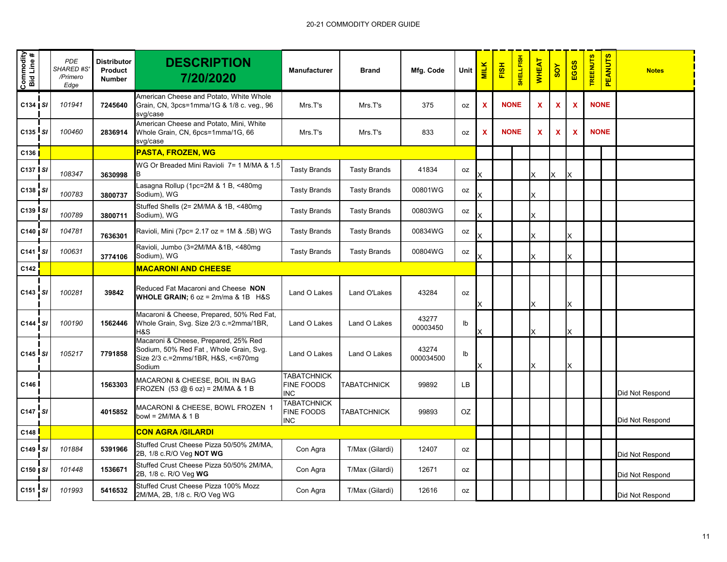20-21 COMMODITY ORDER GUIDE

| Commodity Bid Line # | | PDE SHARED #S' /Primero Edge | Distributor Product Number | DESCRIPTION 7/20/2020 | Manufacturer | Brand | Mfg. Code | Unit | MILK | FISH | SHELLFISH | WHEAT | SOY | EGGS | TREENUTS | PEANUTS | Notes |
|---|---|---|---|---|---|---|---|---|---|---|---|---|---|---|---|---|---|
| C134 | SI | 101941 | 7245640 | American Cheese and Potato, White Whole Grain, CN, 3pcs=1mma/1G & 1/8 c. veg., 96 svg/case | Mrs.T's | Mrs.T's | 375 | oz | X | NONE | | X | X | X | NONE | | |
| C135 | SI | 100460 | 2836914 | American Cheese and Potato, Mini, White Whole Grain, CN, 6pcs=1mma/1G, 66 svg/case | Mrs.T's | Mrs.T's | 833 | oz | X | NONE | | X | X | X | NONE | | |
| C136 | | | | **PASTA, FROZEN, WG** | | | | | | | | | | | | | |
| C137 | SI | 108347 | 3630998 | WG Or Breaded Mini Ravioli 7= 1 M/MA & 1.5 B | Tasty Brands | Tasty Brands | 41834 | oz | X | | | X | X | X | | | |
| C138 | SI | 100783 | 3800737 | Lasagna Rollup (1pc=2M & 1 B, <480mg Sodium), WG | Tasty Brands | Tasty Brands | 00801WG | oz | X | | | X | | | | | |
| C139 | SI | 100789 | 3800711 | Stuffed Shells (2= 2M/MA & 1B, <480mg Sodium), WG | Tasty Brands | Tasty Brands | 00803WG | oz | X | | | X | | | | | |
| C140 | SI | 104781 | 7636301 | Ravioli, Mini (7pc= 2.17 oz = 1M & .5B) WG | Tasty Brands | Tasty Brands | 00834WG | oz | X | | | X | | X | | | |
| C141 | SI | 100631 | 3774106 | Ravioli, Jumbo (3=2M/MA &1B, <480mg Sodium), WG | Tasty Brands | Tasty Brands | 00804WG | oz | X | | | X | | X | | | |
| C142 | | | | **MACARONI AND CHEESE** | | | | | | | | | | | | | |
| C143 | SI | 100281 | 39842 | Reduced Fat Macaroni and Cheese **NON WHOLE GRAIN;** 6 oz = 2m/ma & 1B H&S | Land O Lakes | Land O'Lakes | 43284 | oz | X | | | X | | X | | | |
| C144 | SI | 100190 | 1562446 | Macaroni & Cheese, Prepared, 50% Red Fat, Whole Grain, Svg. Size 2/3 c.=2mma/1BR, H&S | Land O Lakes | Land O Lakes | 43277 00003450 | lb | X | | | X | | X | | | |
| C145 | SI | 105217 | 7791858 | Macaroni & Cheese, Prepared, 25% Red Sodium, 50% Red Fat , Whole Grain, Svg. Size 2/3 c.=2mms/1BR, H&S, <=670mg Sodium | Land O Lakes | Land O Lakes | 43274 000034500 | lb | X | | | X | | X | | | |
| C146 | | | 1563303 | MACARONI & CHEESE, BOIL IN BAG FROZEN (53 @ 6 oz) = 2M/MA & 1 B | TABATCHNICK FINE FOODS INC | TABATCHNICK | 99892 | LB | | | | | | | | | Did Not Respond |
| C147 | SI | | 4015852 | MACARONI & CHEESE, BOWL FROZEN 1 bowl = 2M/MA & 1 B | TABATCHNICK FINE FOODS INC | TABATCHNICK | 99893 | OZ | | | | | | | | | Did Not Respond |
| C148 | | | | **CON AGRA /GILARDI** | | | | | | | | | | | | | |
| C149 | SI | 101884 | 5391966 | Stuffed Crust Cheese Pizza 50/50% 2M/MA, 2B, 1/8 c.R/O Veg **NOT WG** | Con Agra | T/Max (Gilardi) | 12407 | oz | | | | | | | | | Did Not Respond |
| C150 | SI | 101448 | 1536671 | Stuffed Crust Cheese Pizza 50/50% 2M/MA, 2B, 1/8 c. R/O Veg **WG** | Con Agra | T/Max (Gilardi) | 12671 | oz | | | | | | | | | Did Not Respond |
| C151 | SI | 101993 | 5416532 | Stuffed Crust Cheese Pizza 100% Mozz 2M/MA, 2B, 1/8 c. R/O Veg WG | Con Agra | T/Max (Gilardi) | 12616 | oz | | | | | | | | | Did Not Respond |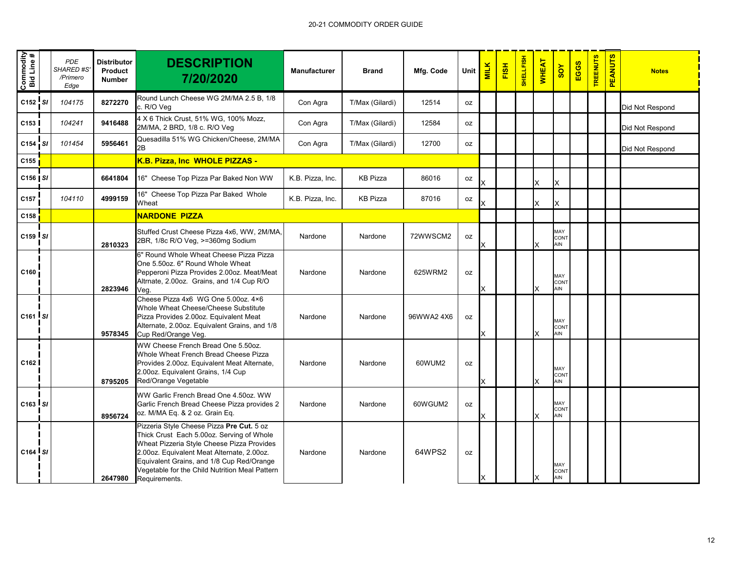20-21 COMMODITY ORDER GUIDE

| Commodity Bid Line # | | PDE SHARED #S' /Primero Edge | Distributor Product Number | DESCRIPTION 7/20/2020 | Manufacturer | Brand | Mfg. Code | Unit | MILK | FISH | SHELLFISH | WHEAT | SOY | EGGS | TREENUTS | PEANUTS | Notes |
|---|---|---|---|---|---|---|---|---|---|---|---|---|---|---|---|---|---|
| C152 | SI | 104175 | 8272270 | Round Lunch Cheese WG 2M/MA 2.5 B, 1/8 c. R/O Veg | Con Agra | T/Max (Gilardi) | 12514 | oz | | | | | | | | | Did Not Respond |
| C153 | | 104241 | 9416488 | 4 X 6 Thick Crust, 51% WG, 100% Mozz, 2M/MA, 2 BRD, 1/8 c. R/O Veg | Con Agra | T/Max (Gilardi) | 12584 | oz | | | | | | | | | Did Not Respond |
| C154 | SI | 101454 | 5956461 | Quesadilla 51% WG Chicken/Cheese, 2M/MA 2B | Con Agra | T/Max (Gilardi) | 12700 | oz | | | | | | | | | Did Not Respond |
| C155 | | | | **K.B. Pizza, Inc WHOLE PIZZAS -** | | | | | | | | | | | | | |
| C156 | SI | | 6641804 | 16" Cheese Top Pizza Par Baked Non WW | K.B. Pizza, Inc. | KB Pizza | 86016 | oz | X | | | X | X | | | | |
| C157 | | 104110 | 4999159 | 16" Cheese Top Pizza Par Baked Whole Wheat | K.B. Pizza, Inc. | KB Pizza | 87016 | oz | X | | | X | X | | | | |
| C158 | | | | **NARDONE PIZZA** | | | | | | | | | | | | | |
| C159 | SI | | 2810323 | Stuffed Crust Cheese Pizza 4x6, WW, 2M/MA, 2BR, 1/8c R/O Veg, >=360mg Sodium | Nardone | Nardone | 72WWSCM2 | oz | X | | | X | MAY CONTAIN | | | | |
| C160 | | | 2823946 | 6" Round Whole Wheat Cheese Pizza Pizza One 5.50oz. 6" Round Whole Wheat Pepperoni Pizza Provides 2.00oz. Meat/Meat Altrnate, 2.00oz. Grains, and 1/4 Cup R/O Veg. | Nardone | Nardone | 625WRM2 | oz | X | | | X | MAY CONTAIN | | | | |
| C161 | SI | | 9578345 | Cheese Pizza 4x6 WG One 5.00oz. 4×6 Whole Wheat Cheese/Cheese Substitute Pizza Provides 2.00oz. Equivalent Meat Alternate, 2.00oz. Equivalent Grains, and 1/8 Cup Red/Orange Veg. | Nardone | Nardone | 96WWA2 4X6 | oz | X | | | X | MAY CONTAIN | | | | |
| C162 | | | 8795205 | WW Cheese French Bread One 5.50oz. Whole Wheat French Bread Cheese Pizza Provides 2.00oz. Equivalent Meat Alternate, 2.00oz. Equivalent Grains, 1/4 Cup Red/Orange Vegetable | Nardone | Nardone | 60WUM2 | oz | X | | | X | MAY CONTAIN | | | | |
| C163 | SI | | 8956724 | WW Garlic French Bread One 4.50oz. WW Garlic French Bread Cheese Pizza provides 2 oz. M/MA Eq. & 2 oz. Grain Eq. | Nardone | Nardone | 60WGUM2 | oz | X | | | X | MAY CONTAIN | | | | |
| C164 | SI | | 2647980 | Pizzeria Style Cheese Pizza **Pre Cut.** 5 oz Thick Crust Each 5.00oz. Serving of Whole Wheat Pizzeria Style Cheese Pizza Provides 2.00oz. Equivalent Meat Alternate, 2.00oz. Equivalent Grains, and 1/8 Cup Red/Orange Vegetable for the Child Nutrition Meal Pattern Requirements. | Nardone | Nardone | 64WPS2 | oz | X | | | X | MAY CONTAIN | | | | |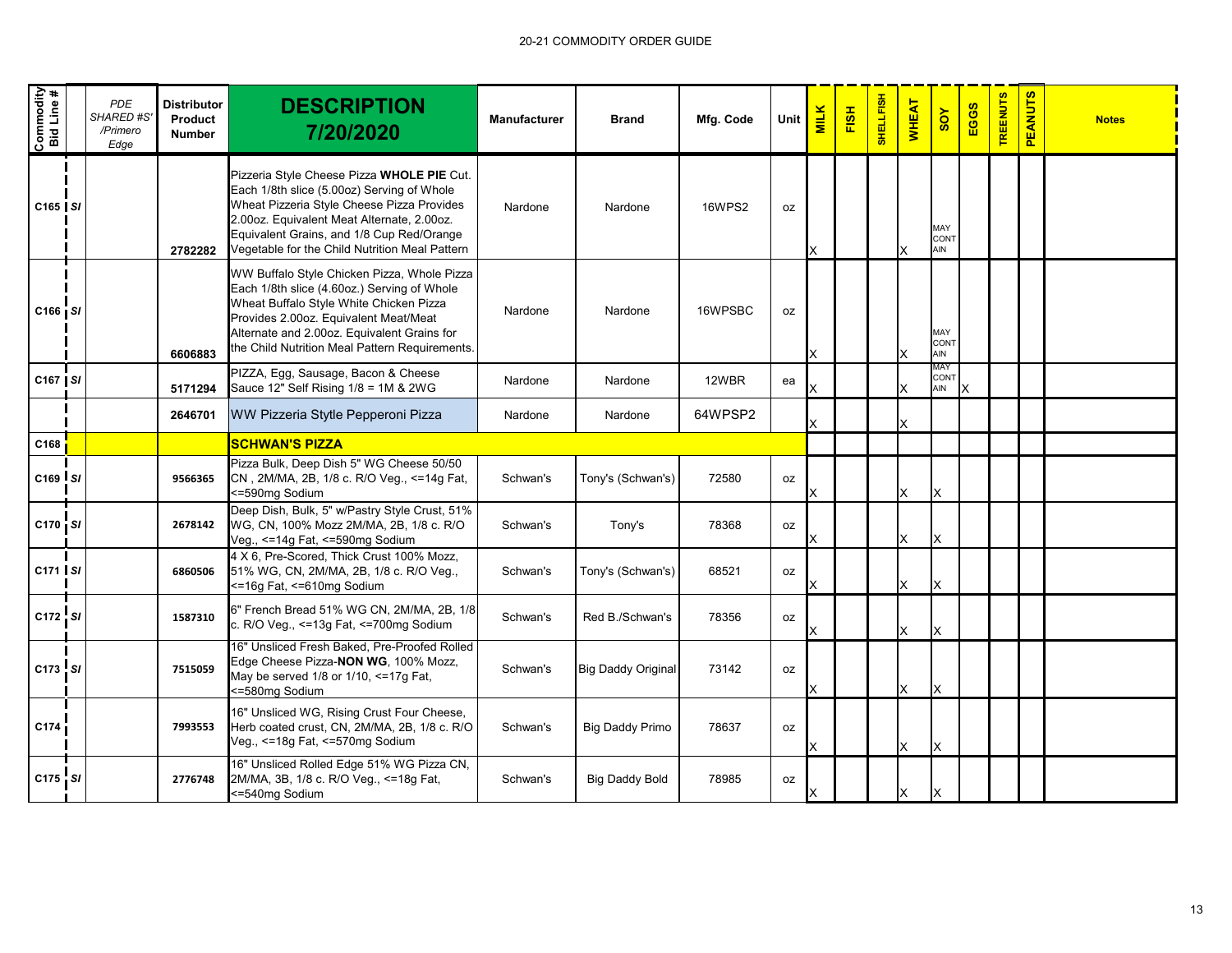20-21 COMMODITY ORDER GUIDE

| Commodity Bid Line # | | PDE SHARED #S' /Primero Edge | Distributor Product Number | DESCRIPTION 7/20/2020 | Manufacturer | Brand | Mfg. Code | Unit | MILK | FISH | SHELLFISH | WHEAT | SOY | EGGS | TREENUTS | PEANUTS | Notes |
|---|---|---|---|---|---|---|---|---|---|---|---|---|---|---|---|---|---|
| C165 | SI | | 2782282 | Pizzeria Style Cheese Pizza **WHOLE PIE** Cut. Each 1/8th slice (5.00oz) Serving of Whole Wheat Pizzeria Style Cheese Pizza Provides 2.00oz. Equivalent Meat Alternate, 2.00oz. Equivalent Grains, and 1/8 Cup Red/Orange Vegetable for the Child Nutrition Meal Pattern | Nardone | Nardone | 16WPS2 | oz | X | | | X | MAY CONTAIN | | | | |
| C166 | SI | | 6606883 | WW Buffalo Style Chicken Pizza, Whole Pizza Each 1/8th slice (4.60oz.) Serving of Whole Wheat Buffalo Style White Chicken Pizza Provides 2.00oz. Equivalent Meat/Meat Alternate and 2.00oz. Equivalent Grains for the Child Nutrition Meal Pattern Requirements. | Nardone | Nardone | 16WPSBC | oz | X | | | X | MAY CONTAIN | | | | |
| C167 | SI | | 5171294 | PIZZA, Egg, Sausage, Bacon & Cheese Sauce 12" Self Rising 1/8 = 1M & 2WG | Nardone | Nardone | 12WBR | ea | X | | | X | MAY CONTAIN | X | | | |
| | | | 2646701 | WW Pizzeria Stytle Pepperoni Pizza | Nardone | Nardone | 64WPSP2 | | X | | | X | | | | | |
| C168 | | | | **SCHWAN'S PIZZA** | | | | | | | | | | | | | |
| C169 | SI | | 9566365 | Pizza Bulk, Deep Dish 5" WG Cheese 50/50 CN , 2M/MA, 2B, 1/8 c. R/O Veg., <=14g Fat, <=590mg Sodium | Schwan's | Tony's (Schwan's) | 72580 | oz | X | | | X | X | | | | |
| C170 | SI | | 2678142 | Deep Dish, Bulk, 5" w/Pastry Style Crust, 51% WG, CN, 100% Mozz 2M/MA, 2B, 1/8 c. R/O Veg., <=14g Fat, <=590mg Sodium | Schwan's | Tony's | 78368 | oz | X | | | X | X | | | | |
| C171 | SI | | 6860506 | 4 X 6, Pre-Scored, Thick Crust 100% Mozz, 51% WG, CN, 2M/MA, 2B, 1/8 c. R/O Veg., <=16g Fat, <=610mg Sodium | Schwan's | Tony's (Schwan's) | 68521 | oz | X | | | X | X | | | | |
| C172 | SI | | 1587310 | 6" French Bread 51% WG CN, 2M/MA, 2B, 1/8 c. R/O Veg., <=13g Fat, <=700mg Sodium | Schwan's | Red B./Schwan's | 78356 | oz | X | | | X | X | | | | |
| C173 | SI | | 7515059 | 16" Unsliced Fresh Baked, Pre-Proofed Rolled Edge Cheese Pizza-**NON WG**, 100% Mozz, May be served 1/8 or 1/10, <=17g Fat, <=580mg Sodium | Schwan's | Big Daddy Original | 73142 | oz | X | | | X | X | | | | |
| C174 | | | 7993553 | 16" Unsliced WG, Rising Crust Four Cheese, Herb coated crust, CN, 2M/MA, 2B, 1/8 c. R/O Veg., <=18g Fat, <=570mg Sodium | Schwan's | Big Daddy Primo | 78637 | oz | X | | | X | X | | | | |
| C175 | SI | | 2776748 | 16" Unsliced Rolled Edge 51% WG Pizza CN, 2M/MA, 3B, 1/8 c. R/O Veg., <=18g Fat, <=540mg Sodium | Schwan's | Big Daddy Bold | 78985 | oz | X | | | X | X | | | | |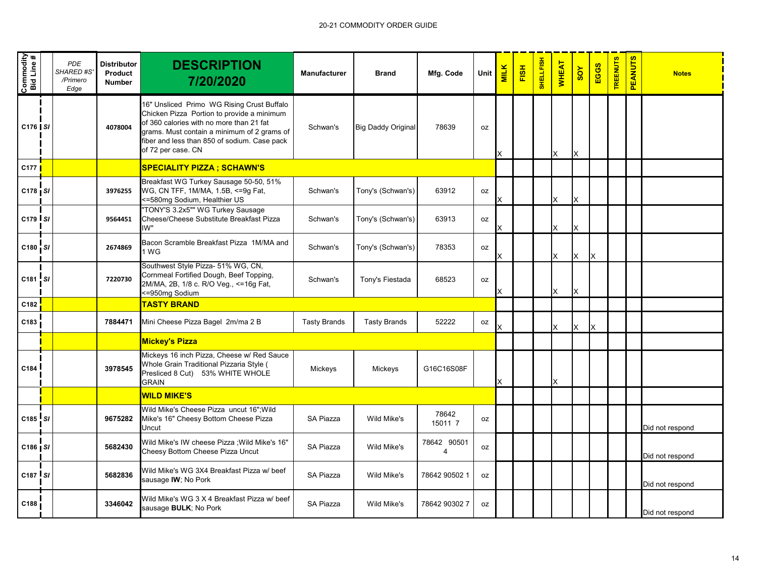20-21 COMMODITY ORDER GUIDE

| Commodity Bid Line # | | PDE SHARED #S' /Primero Edge | Distributor Product Number | DESCRIPTION 7/20/2020 | Manufacturer | Brand | Mfg. Code | Unit | MILK | FISH | SHELLFISH | WHEAT | SOY | EGGS | TREENUTS | PEANUTS | Notes |
|---|---|---|---|---|---|---|---|---|---|---|---|---|---|---|---|---|---|
| C176 | SI | | 4078004 | 16" Unsliced Primo WG Rising Crust Buffalo Chicken Pizza Portion to provide a minimum of 360 calories with no more than 21 fat grams. Must contain a minimum of 2 grams of fiber and less than 850 of sodium. Case pack of 72 per case. CN | Schwan's | Big Daddy Original | 78639 | oz | X | | | X | X | | | | |
| C177 | | | | **SPECIALITY PIZZA ; SCHAWN'S** | | | | | | | | | | | | | |
| C178 | SI | | 3976255 | Breakfast WG Turkey Sausage 50-50, 51% WG, CN TFF, 1M/MA, 1.5B, <=9g Fat, <=580mg Sodium, Healthier US | Schwan's | Tony's (Schwan's) | 63912 | oz | X | | | X | X | | | | |
| C179 | SI | | 9564451 | "TONY'S 3.2x5"" WG Turkey Sausage Cheese/Cheese Substitute Breakfast Pizza IW" | Schwan's | Tony's (Schwan's) | 63913 | oz | X | | | X | X | | | | |
| C180 | SI | | 2674869 | Bacon Scramble Breakfast Pizza 1M/MA and 1 WG | Schwan's | Tony's (Schwan's) | 78353 | oz | X | | | X | X | X | | | |
| C181 | SI | | 7220730 | Southwest Style Pizza- 51% WG, CN, Cornmeal Fortified Dough, Beef Topping, 2M/MA, 2B, 1/8 c. R/O Veg., <=16g Fat, <=950mg Sodium | Schwan's | Tony's Fiestada | 68523 | oz | X | | | X | X | | | | |
| C182 | | | | **TASTY BRAND** | | | | | | | | | | | | | |
| C183 | | | 7884471 | Mini Cheese Pizza Bagel 2m/ma 2 B | Tasty Brands | Tasty Brands | 52222 | oz | X | | | X | X | X | | | |
| | | | | **Mickey's Pizza** | | | | | | | | | | | | | |
| C184 | | | 3978545 | Mickeys 16 inch Pizza, Cheese w/ Red Sauce Whole Grain Traditional Pizzaria Style ( Presliced 8 Cut) 53% WHITE WHOLE GRAIN | Mickeys | Mickeys | G16C16S08F | | X | | | X | | | | | |
| | | | | **WILD MIKE'S** | | | | | | | | | | | | | |
| C185 | SI | | 9675282 | Wild Mike's Cheese Pizza uncut 16";Wild Mike's 16" Cheesy Bottom Cheese Pizza Uncut | SA Piazza | Wild Mike's | 78642 15011 7 | oz | | | | | | | | | Did not respond |
| C186 | SI | | 5682430 | Wild Mike's IW cheese Pizza ;Wild Mike's 16" Cheesy Bottom Cheese Pizza Uncut | SA Piazza | Wild Mike's | 78642 90501 4 | oz | | | | | | | | | Did not respond |
| C187 | SI | | 5682836 | Wild Mike's WG 3X4 Breakfast Pizza w/ beef sausage **IW**; No Pork | SA Piazza | Wild Mike's | 78642 90502 1 | oz | | | | | | | | | Did not respond |
| C188 | | | 3346042 | Wild Mike's WG 3 X 4 Breakfast Pizza w/ beef sausage **BULK**; No Pork | SA Piazza | Wild Mike's | 78642 90302 7 | oz | | | | | | | | | Did not respond |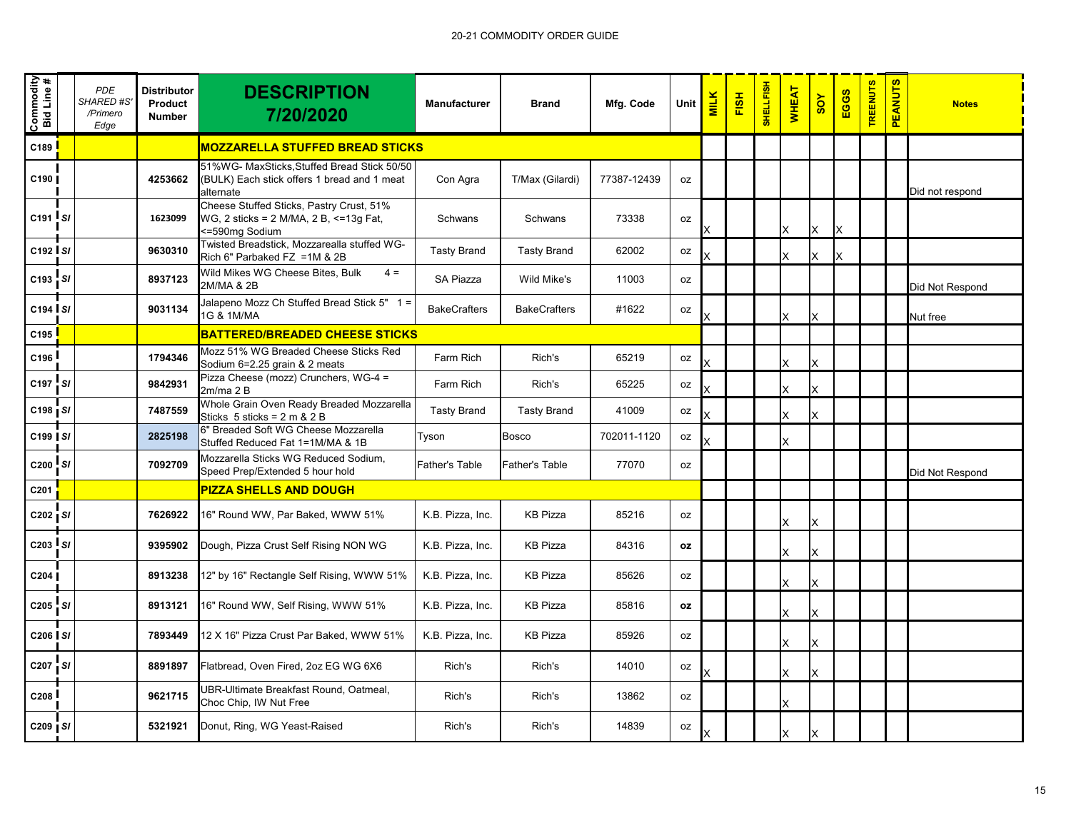20-21 COMMODITY ORDER GUIDE

| Commodity Bid Line # | | PDE SHARED #S' /Primero Edge | Distributor Product Number | DESCRIPTION 7/20/2020 | Manufacturer | Brand | Mfg. Code | Unit | MILK | FISH | SHELLFISH | WHEAT | SOY | EGGS | TREENUTS | PEANUTS | Notes |
|---|---|---|---|---|---|---|---|---|---|---|---|---|---|---|---|---|---|
| C189 | | | | **MOZZARELLA STUFFED BREAD STICKS** | | | | | | | | | | | | | |
| C190 | | | 4253662 | 51%WG- MaxSticks,Stuffed Bread Stick 50/50 (BULK) Each stick offers 1 bread and 1 meat alternate | Con Agra | T/Max (Gilardi) | 77387-12439 | oz | | | | | | | | | Did not respond |
| C191 | SI | | 1623099 | Cheese Stuffed Sticks, Pastry Crust, 51% WG, 2 sticks = 2 M/MA, 2 B, <=13g Fat, <=590mg Sodium | Schwans | Schwans | 73338 | oz | X | | | X | X | X | | | |
| C192 | SI | | 9630310 | Twisted Breadstick, Mozzarealla stuffed WG-Rich 6" Parbaked FZ =1M & 2B | Tasty Brand | Tasty Brand | 62002 | oz | X | | | X | X | X | | | |
| C193 | SI | | 8937123 | Wild Mikes WG Cheese Bites, Bulk 4 = 2M/MA & 2B | SA Piazza | Wild Mike's | 11003 | oz | | | | | | | | | Did Not Respond |
| C194 | SI | | 9031134 | Jalapeno Mozz Ch Stuffed Bread Stick 5" 1 = 1G & 1M/MA | BakeCrafters | BakeCrafters | #1622 | oz | X | | | X | X | | | | Nut free |
| C195 | | | | **BATTERED/BREADED CHEESE STICKS** | | | | | | | | | | | | | |
| C196 | | | 1794346 | Mozz 51% WG Breaded Cheese Sticks Red Sodium 6=2.25 grain & 2 meats | Farm Rich | Rich's | 65219 | oz | X | | | X | X | | | | |
| C197 | SI | | 9842931 | Pizza Cheese (mozz) Crunchers, WG-4 = 2m/ma 2 B | Farm Rich | Rich's | 65225 | oz | X | | | X | X | | | | |
| C198 | SI | | 7487559 | Whole Grain Oven Ready Breaded Mozzarella Sticks 5 sticks = 2 m & 2 B | Tasty Brand | Tasty Brand | 41009 | oz | X | | | X | X | | | | |
| C199 | SI | | 2825198 | 6" Breaded Soft WG Cheese Mozzarella Stuffed Reduced Fat 1=1M/MA & 1B | Tyson | Bosco | 702011-1120 | oz | X | | | X | | | | | |
| C200 | SI | | 7092709 | Mozzarella Sticks WG Reduced Sodium, Speed Prep/Extended 5 hour hold | Father's Table | Father's Table | 77070 | oz | | | | | | | | | Did Not Respond |
| C201 | | | | **PIZZA SHELLS AND DOUGH** | | | | | | | | | | | | | |
| C202 | SI | | 7626922 | 16" Round WW, Par Baked, WWW 51% | K.B. Pizza, Inc. | KB Pizza | 85216 | oz | | | | X | X | | | | |
| C203 | SI | | 9395902 | Dough, Pizza Crust Self Rising NON WG | K.B. Pizza, Inc. | KB Pizza | 84316 | oz | | | | X | X | | | | |
| C204 | | | 8913238 | 12" by 16" Rectangle Self Rising, WWW 51% | K.B. Pizza, Inc. | KB Pizza | 85626 | oz | | | | X | X | | | | |
| C205 | SI | | 8913121 | 16" Round WW, Self Rising, WWW 51% | K.B. Pizza, Inc. | KB Pizza | 85816 | oz | | | | X | X | | | | |
| C206 | SI | | 7893449 | 12 X 16" Pizza Crust Par Baked, WWW 51% | K.B. Pizza, Inc. | KB Pizza | 85926 | oz | | | | X | X | | | | |
| C207 | SI | | 8891897 | Flatbread, Oven Fired, 2oz EG WG 6X6 | Rich's | Rich's | 14010 | oz | X | | | X | X | | | | |
| C208 | | | 9621715 | UBR-Ultimate Breakfast Round, Oatmeal, Choc Chip, IW Nut Free | Rich's | Rich's | 13862 | oz | | | | X | | | | | |
| C209 | SI | | 5321921 | Donut, Ring, WG Yeast-Raised | Rich's | Rich's | 14839 | oz | X | | | X | X | | | | |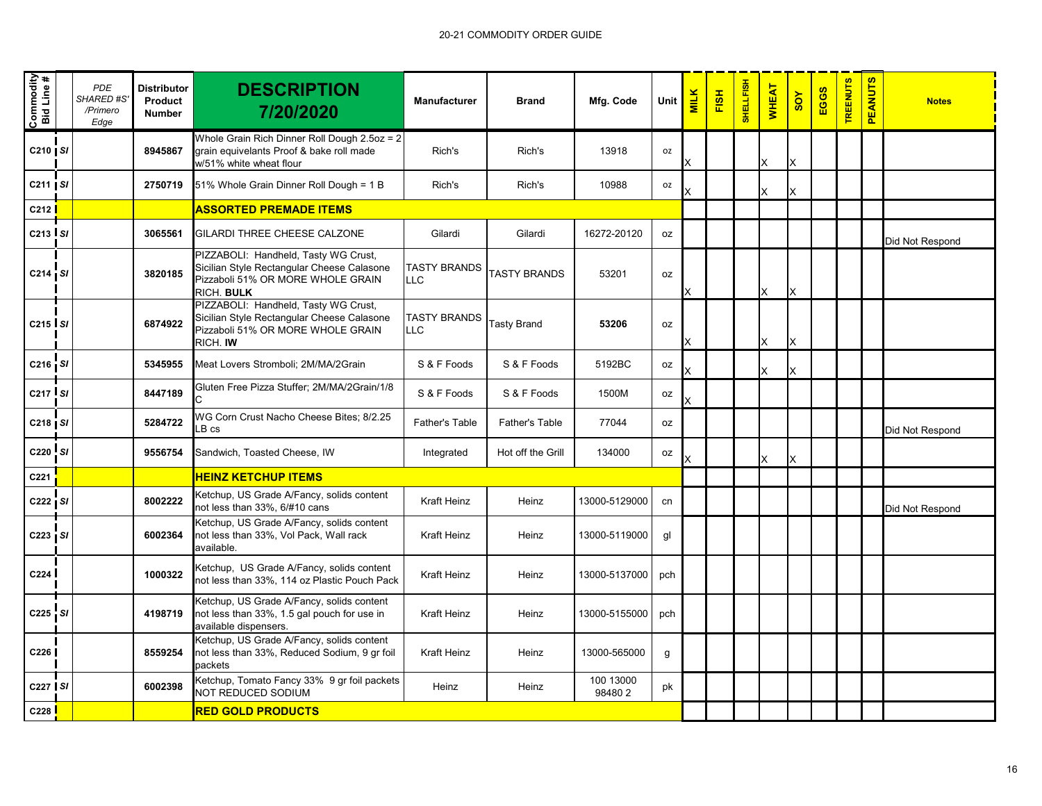20-21 COMMODITY ORDER GUIDE

| Commodity Bid Line # | | PDE SHARED #S' /Primero Edge | Distributor Product Number | DESCRIPTION 7/20/2020 | Manufacturer | Brand | Mfg. Code | Unit | MILK | FISH | SHELLFISH | WHEAT | SOY | EGGS | TREENUTS | PEANUTS | Notes |
|---|---|---|---|---|---|---|---|---|---|---|---|---|---|---|---|---|---|
| C210 | SI | | 8945867 | Whole Grain Rich Dinner Roll Dough 2.5oz = 2 grain equivelants Proof & bake roll made w/51% white wheat flour | Rich's | Rich's | 13918 | oz | X | | | X | X | | | | |
| C211 | SI | | 2750719 | 51% Whole Grain Dinner Roll Dough = 1 B | Rich's | Rich's | 10988 | oz | X | | | X | X | | | | |
| C212 | | | | **ASSORTED PREMADE ITEMS** | | | | | | | | | | | | | |
| C213 | SI | | 3065561 | GILARDI THREE CHEESE CALZONE | Gilardi | Gilardi | 16272-20120 | oz | | | | | | | | | Did Not Respond |
| C214 | SI | | 3820185 | PIZZABOLI: Handheld, Tasty WG Crust, Sicilian Style Rectangular Cheese Calasone Pizzaboli 51% OR MORE WHOLE GRAIN RICH. **BULK** | TASTY BRANDS LLC | TASTY BRANDS | 53201 | oz | X | | | X | X | | | | |
| C215 | SI | | 6874922 | PIZZABOLI: Handheld, Tasty WG Crust, Sicilian Style Rectangular Cheese Calasone Pizzaboli 51% OR MORE WHOLE GRAIN RICH. **IW** | TASTY BRANDS LLC | Tasty Brand | **53206** | oz | X | | | X | X | | | | |
| C216 | SI | | 5345955 | Meat Lovers Stromboli; 2M/MA/2Grain | S & F Foods | S & F Foods | 5192BC | oz | X | | | X | X | | | | |
| C217 | SI | | 8447189 | Gluten Free Pizza Stuffer; 2M/MA/2Grain/1/8 C | S & F Foods | S & F Foods | 1500M | oz | X | | | | | | | | |
| C218 | SI | | 5284722 | WG Corn Crust Nacho Cheese Bites; 8/2.25 LB cs | Father's Table | Father's Table | 77044 | oz | | | | | | | | | Did Not Respond |
| C220 | SI | | 9556754 | Sandwich, Toasted Cheese, IW | Integrated | Hot off the Grill | 134000 | oz | X | | | X | X | | | | |
| C221 | | | | **HEINZ KETCHUP ITEMS** | | | | | | | | | | | | | |
| C222 | SI | | 8002222 | Ketchup, US Grade A/Fancy, solids content not less than 33%, 6/#10 cans | Kraft Heinz | Heinz | 13000-5129000 | cn | | | | | | | | | Did Not Respond |
| C223 | SI | | 6002364 | Ketchup, US Grade A/Fancy, solids content not less than 33%, Vol Pack, Wall rack available. | Kraft Heinz | Heinz | 13000-5119000 | gl | | | | | | | | | |
| C224 | | | 1000322 | Ketchup, US Grade A/Fancy, solids content not less than 33%, 114 oz Plastic Pouch Pack | Kraft Heinz | Heinz | 13000-5137000 | pch | | | | | | | | | |
| C225 | SI | | 4198719 | Ketchup, US Grade A/Fancy, solids content not less than 33%, 1.5 gal pouch for use in available dispensers. | Kraft Heinz | Heinz | 13000-5155000 | pch | | | | | | | | | |
| C226 | | | 8559254 | Ketchup, US Grade A/Fancy, solids content not less than 33%, Reduced Sodium, 9 gr foil packets | Kraft Heinz | Heinz | 13000-565000 | g | | | | | | | | | |
| C227 | SI | | 6002398 | Ketchup, Tomato Fancy 33% 9 gr foil packets NOT REDUCED SODIUM | Heinz | Heinz | 100 13000 98480 2 | pk | | | | | | | | | |
| C228 | | | | **RED GOLD PRODUCTS** | | | | | | | | | | | | | |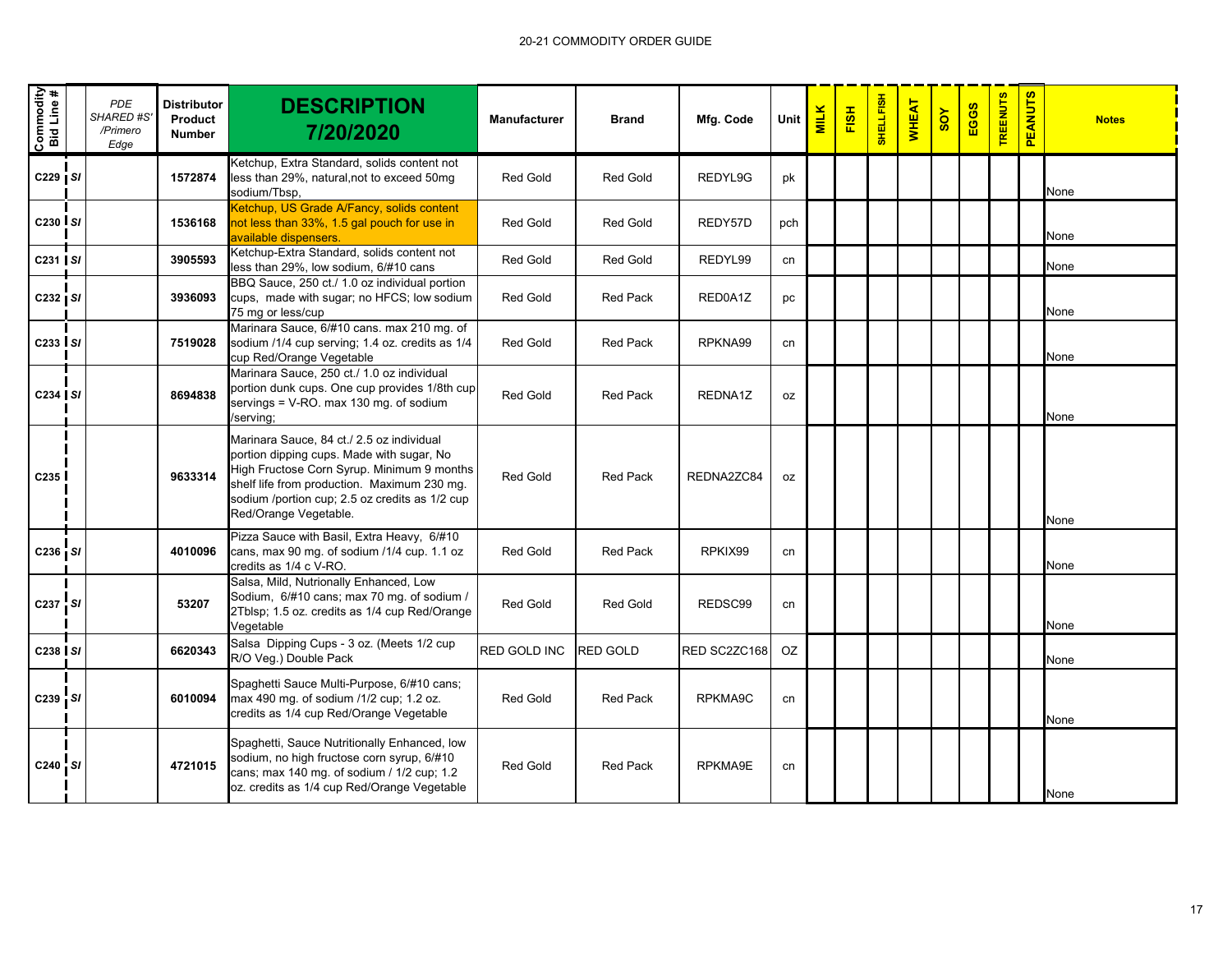20-21 COMMODITY ORDER GUIDE

| Commodity Bid Line # | | PDE SHARED #S' /Primero Edge | Distributor Product Number | DESCRIPTION 7/20/2020 | Manufacturer | Brand | Mfg. Code | Unit | MILK | FISH | SHELLFISH | WHEAT | SOY | EGGS | TREENUTS | PEANUTS | Notes |
|---|---|---|---|---|---|---|---|---|---|---|---|---|---|---|---|---|---|
| C229 | SI | | 1572874 | Ketchup, Extra Standard, solids content not less than 29%, natural,not to exceed 50mg sodium/Tbsp, | Red Gold | Red Gold | REDYL9G | pk | | | | | | | | | None |
| C230 | SI | | 1536168 | Ketchup, US Grade A/Fancy, solids content not less than 33%, 1.5 gal pouch for use in available dispensers. | Red Gold | Red Gold | REDY57D | pch | | | | | | | | | None |
| C231 | SI | | 3905593 | Ketchup-Extra Standard, solids content not less than 29%, low sodium, 6/#10 cans | Red Gold | Red Gold | REDYL99 | cn | | | | | | | | | None |
| C232 | SI | | 3936093 | BBQ Sauce, 250 ct./ 1.0 oz individual portion cups, made with sugar; no HFCS; low sodium 75 mg or less/cup | Red Gold | Red Pack | RED0A1Z | pc | | | | | | | | | None |
| C233 | SI | | 7519028 | Marinara Sauce, 6/#10 cans. max 210 mg. of sodium /1/4 cup serving; 1.4 oz. credits as 1/4 cup Red/Orange Vegetable | Red Gold | Red Pack | RPKNA99 | cn | | | | | | | | | None |
| C234 | SI | | 8694838 | Marinara Sauce, 250 ct./ 1.0 oz individual portion dunk cups. One cup provides 1/8th cup servings = V-RO. max 130 mg. of sodium /serving; | Red Gold | Red Pack | REDNA1Z | oz | | | | | | | | | None |
| C235 | | | 9633314 | Marinara Sauce, 84 ct./ 2.5 oz individual portion dipping cups. Made with sugar, No High Fructose Corn Syrup. Minimum 9 months shelf life from production. Maximum 230 mg. sodium /portion cup; 2.5 oz credits as 1/2 cup Red/Orange Vegetable. | Red Gold | Red Pack | REDNA2ZC84 | oz | | | | | | | | | None |
| C236 | SI | | 4010096 | Pizza Sauce with Basil, Extra Heavy, 6/#10 cans, max 90 mg. of sodium /1/4 cup. 1.1 oz credits as 1/4 c V-RO. | Red Gold | Red Pack | RPKIX99 | cn | | | | | | | | | None |
| C237 | SI | | 53207 | Salsa, Mild, Nutrionally Enhanced, Low Sodium, 6/#10 cans; max 70 mg. of sodium / 2Tblsp; 1.5 oz. credits as 1/4 cup Red/Orange Vegetable | Red Gold | Red Gold | REDSC99 | cn | | | | | | | | | None |
| C238 | SI | | 6620343 | Salsa Dipping Cups - 3 oz. (Meets 1/2 cup R/O Veg.) Double Pack | RED GOLD INC | RED GOLD | RED SC2ZC168 | OZ | | | | | | | | | None |
| C239 | SI | | 6010094 | Spaghetti Sauce Multi-Purpose, 6/#10 cans; max 490 mg. of sodium /1/2 cup; 1.2 oz. credits as 1/4 cup Red/Orange Vegetable | Red Gold | Red Pack | RPKMA9C | cn | | | | | | | | | None |
| C240 | SI | | 4721015 | Spaghetti, Sauce Nutritionally Enhanced, low sodium, no high fructose corn syrup, 6/#10 cans; max 140 mg. of sodium / 1/2 cup; 1.2 oz. credits as 1/4 cup Red/Orange Vegetable | Red Gold | Red Pack | RPKMA9E | cn | | | | | | | | | None |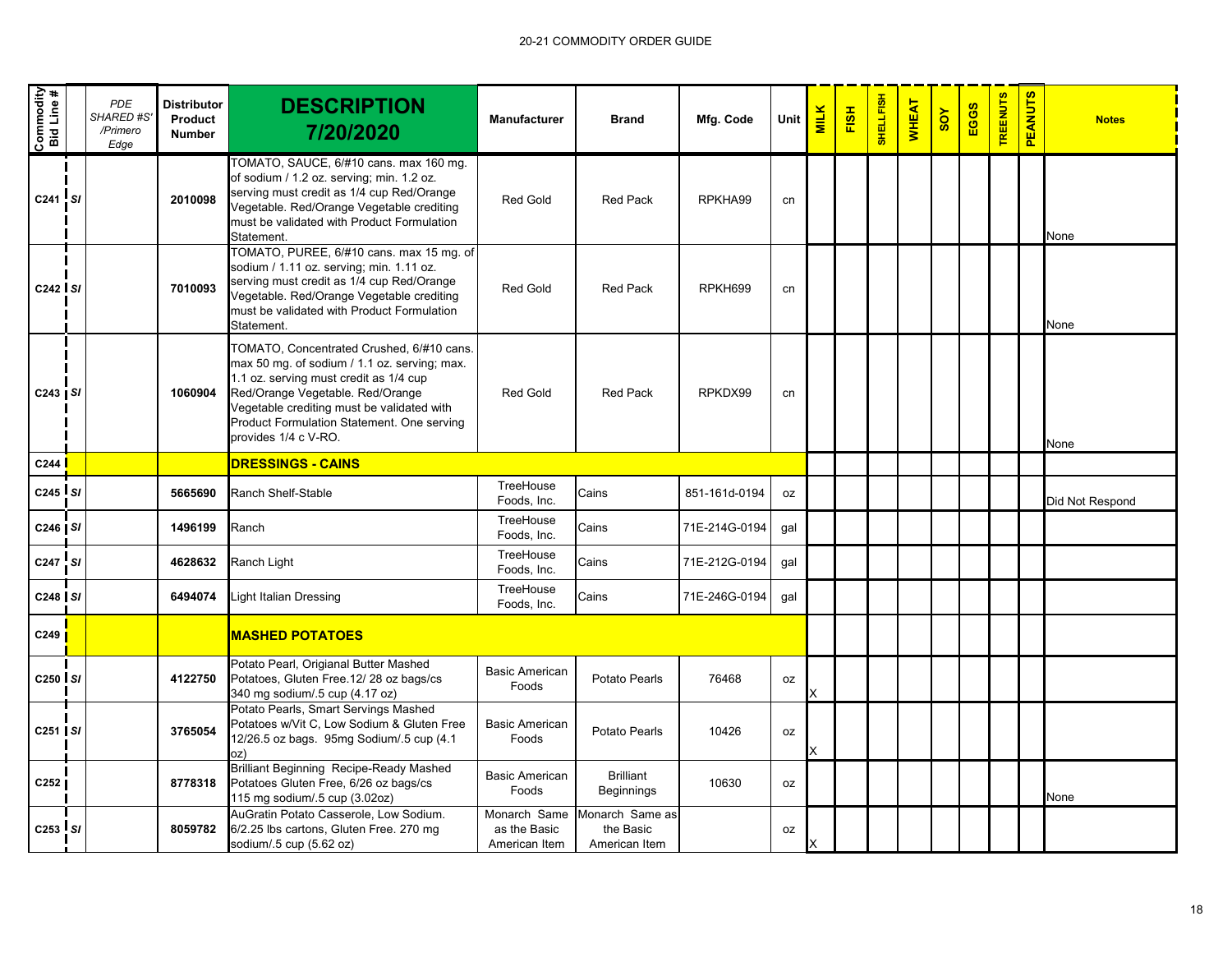20-21 COMMODITY ORDER GUIDE

| Commodity Bid Line # | | PDE SHARED #S' /Primero Edge | Distributor Product Number | DESCRIPTION 7/20/2020 | Manufacturer | Brand | Mfg. Code | Unit | MILK | FISH | SHELLFISH | WHEAT | SOY | EGGS | TREENUTS | PEANUTS | Notes |
|---|---|---|---|---|---|---|---|---|---|---|---|---|---|---|---|---|---|
| C241 | SI | | 2010098 | TOMATO, SAUCE, 6/#10 cans. max 160 mg. of sodium / 1.2 oz. serving; min. 1.2 oz. serving must credit as 1/4 cup Red/Orange Vegetable. Red/Orange Vegetable crediting must be validated with Product Formulation Statement. | Red Gold | Red Pack | RPKHA99 | cn | | | | | | | | | None |
| C242 | SI | | 7010093 | TOMATO, PUREE, 6/#10 cans. max 15 mg. of sodium / 1.11 oz. serving; min. 1.11 oz. serving must credit as 1/4 cup Red/Orange Vegetable. Red/Orange Vegetable crediting must be validated with Product Formulation Statement. | Red Gold | Red Pack | RPKH699 | cn | | | | | | | | | None |
| C243 | SI | | 1060904 | TOMATO, Concentrated Crushed, 6/#10 cans. max 50 mg. of sodium / 1.1 oz. serving; max. 1.1 oz. serving must credit as 1/4 cup Red/Orange Vegetable. Red/Orange Vegetable crediting must be validated with Product Formulation Statement. One serving provides 1/4 c V-RO. | Red Gold | Red Pack | RPKDX99 | cn | | | | | | | | | None |
| C244 | | | | **DRESSINGS - CAINS** | | | | | | | | | | | | | |
| C245 | SI | | 5665690 | Ranch Shelf-Stable | TreeHouse Foods, Inc. | Cains | 851-161d-0194 | oz | | | | | | | | | Did Not Respond |
| C246 | SI | | 1496199 | Ranch | TreeHouse Foods, Inc. | Cains | 71E-214G-0194 | gal | | | | | | | | | |
| C247 | SI | | 4628632 | Ranch Light | TreeHouse Foods, Inc. | Cains | 71E-212G-0194 | gal | | | | | | | | | |
| C248 | SI | | 6494074 | Light Italian Dressing | TreeHouse Foods, Inc. | Cains | 71E-246G-0194 | gal | | | | | | | | | |
| C249 | | | | **MASHED POTATOES** | | | | | | | | | | | | | |
| C250 | SI | | 4122750 | Potato Pearl, Origianal Butter Mashed Potatoes, Gluten Free.12/ 28 oz bags/cs 340 mg sodium/.5 cup (4.17 oz) | Basic American Foods | Potato Pearls | 76468 | oz | X | | | | | | | | |
| C251 | SI | | 3765054 | Potato Pearls, Smart Servings Mashed Potatoes w/Vit C, Low Sodium & Gluten Free 12/26.5 oz bags. 95mg Sodium/.5 cup (4.1 oz) | Basic American Foods | Potato Pearls | 10426 | oz | X | | | | | | | | |
| C252 | | | 8778318 | Brilliant Beginning Recipe-Ready Mashed Potatoes Gluten Free, 6/26 oz bags/cs 115 mg sodium/.5 cup (3.02oz) | Basic American Foods | Brilliant Beginnings | 10630 | oz | | | | | | | | | None |
| C253 | SI | | 8059782 | AuGratin Potato Casserole, Low Sodium. 6/2.25 lbs cartons, Gluten Free. 270 mg sodium/.5 cup (5.62 oz) | Monarch Same as the Basic American Item | Monarch Same as the Basic American Item | | oz | X | | | | | | | | |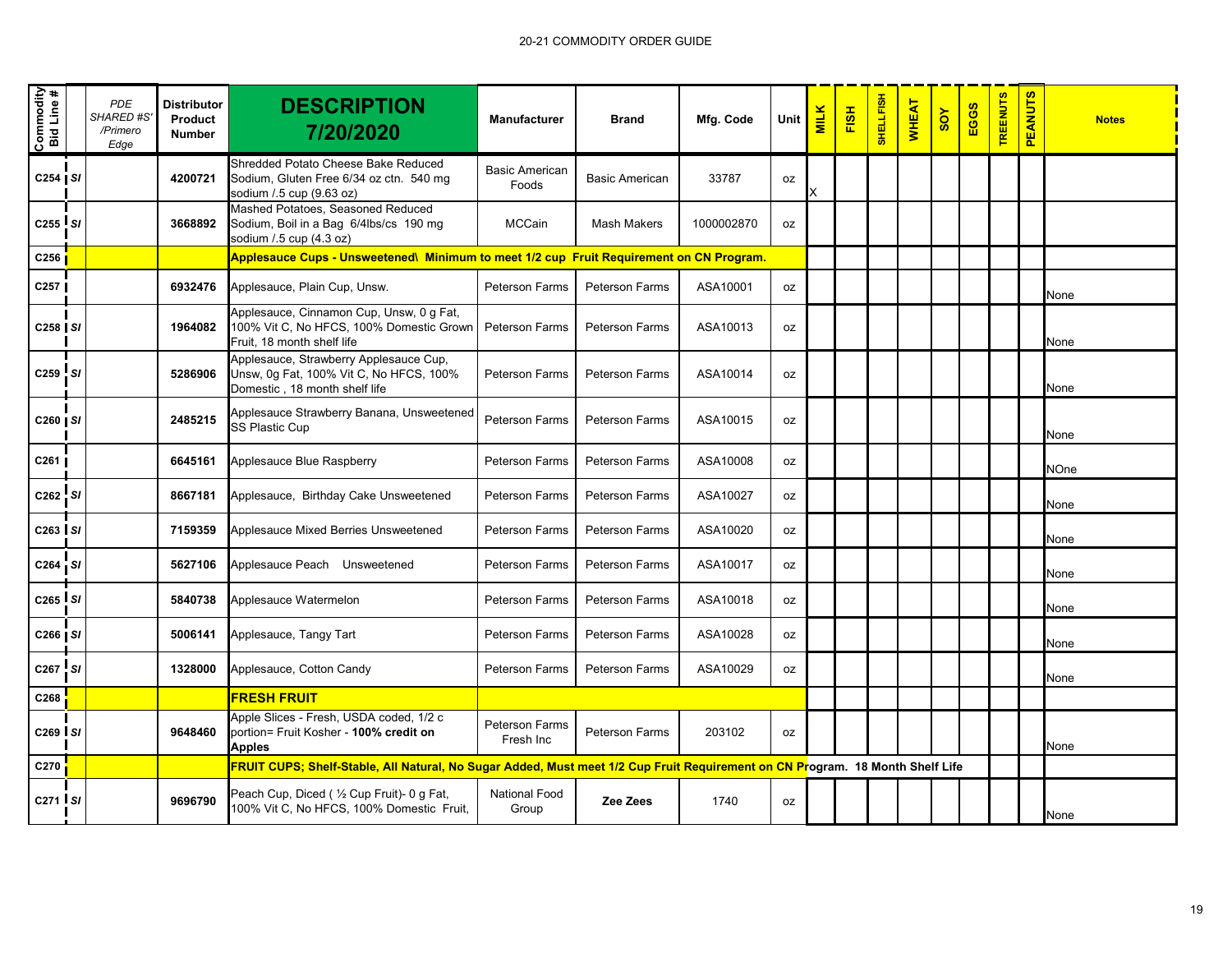20-21 COMMODITY ORDER GUIDE

| Commodity Bid Line # | | PDE SHARED #S' /Primero Edge | Distributor Product Number | DESCRIPTION 7/20/2020 | Manufacturer | Brand | Mfg. Code | Unit | MILK | FISH | SHELLFISH | WHEAT | SOY | EGGS | TREENUTS | PEANUTS | Notes |
|---|---|---|---|---|---|---|---|---|---|---|---|---|---|---|---|---|---|
| C254 | SI | | 4200721 | Shredded Potato Cheese Bake Reduced Sodium, Gluten Free 6/34 oz ctn. 540 mg sodium /.5 cup (9.63 oz) | Basic American Foods | Basic American | 33787 | oz | X | | | | | | | | |
| C255 | SI | | 3668892 | Mashed Potatoes, Seasoned Reduced Sodium, Boil in a Bag 6/4lbs/cs 190 mg sodium /.5 cup (4.3 oz) | MCCain | Mash Makers | 1000002870 | oz | | | | | | | | | |
| C256 | | | | **Applesauce Cups - Unsweetened\ Minimum to meet 1/2 cup Fruit Requirement on CN Program.** | | | | | | | | | | | | | |
| C257 | | | 6932476 | Applesauce, Plain Cup, Unsw. | Peterson Farms | Peterson Farms | ASA10001 | oz | | | | | | | | | None |
| C258 | SI | | 1964082 | Applesauce, Cinnamon Cup, Unsw, 0 g Fat, 100% Vit C, No HFCS, 100% Domestic Grown Fruit, 18 month shelf life | Peterson Farms | Peterson Farms | ASA10013 | oz | | | | | | | | | None |
| C259 | SI | | 5286906 | Applesauce, Strawberry Applesauce Cup, Unsw, 0g Fat, 100% Vit C, No HFCS, 100% Domestic , 18 month shelf life | Peterson Farms | Peterson Farms | ASA10014 | oz | | | | | | | | | None |
| C260 | SI | | 2485215 | Applesauce Strawberry Banana, Unsweetened SS Plastic Cup | Peterson Farms | Peterson Farms | ASA10015 | oz | | | | | | | | | None |
| C261 | | | 6645161 | Applesauce Blue Raspberry | Peterson Farms | Peterson Farms | ASA10008 | oz | | | | | | | | | NOne |
| C262 | SI | | 8667181 | Applesauce, Birthday Cake Unsweetened | Peterson Farms | Peterson Farms | ASA10027 | oz | | | | | | | | | None |
| C263 | SI | | 7159359 | Applesauce Mixed Berries Unsweetened | Peterson Farms | Peterson Farms | ASA10020 | oz | | | | | | | | | None |
| C264 | SI | | 5627106 | Applesauce Peach Unsweetened | Peterson Farms | Peterson Farms | ASA10017 | oz | | | | | | | | | None |
| C265 | SI | | 5840738 | Applesauce Watermelon | Peterson Farms | Peterson Farms | ASA10018 | oz | | | | | | | | | None |
| C266 | SI | | 5006141 | Applesauce, Tangy Tart | Peterson Farms | Peterson Farms | ASA10028 | oz | | | | | | | | | None |
| C267 | SI | | 1328000 | Applesauce, Cotton Candy | Peterson Farms | Peterson Farms | ASA10029 | oz | | | | | | | | | None |
| C268 | | | | **FRESH FRUIT** | | | | | | | | | | | | | |
| C269 | SI | | 9648460 | Apple Slices - Fresh, USDA coded, 1/2 c portion= Fruit Kosher - **100% credit on Apples** | Peterson Farms Fresh Inc | Peterson Farms | 203102 | oz | | | | | | | | | None |
| C270 | | | | **FRUIT CUPS; Shelf-Stable, All Natural, No Sugar Added, Must meet 1/2 Cup Fruit Requirement on CN Program. 18 Month Shelf Life** | | | | | | | | | | | | | |
| C271 | SI | | 9696790 | Peach Cup, Diced ( ½ Cup Fruit)- 0 g Fat, 100% Vit C, No HFCS, 100% Domestic Fruit, | National Food Group | **Zee Zees** | 1740 | oz | | | | | | | | | None |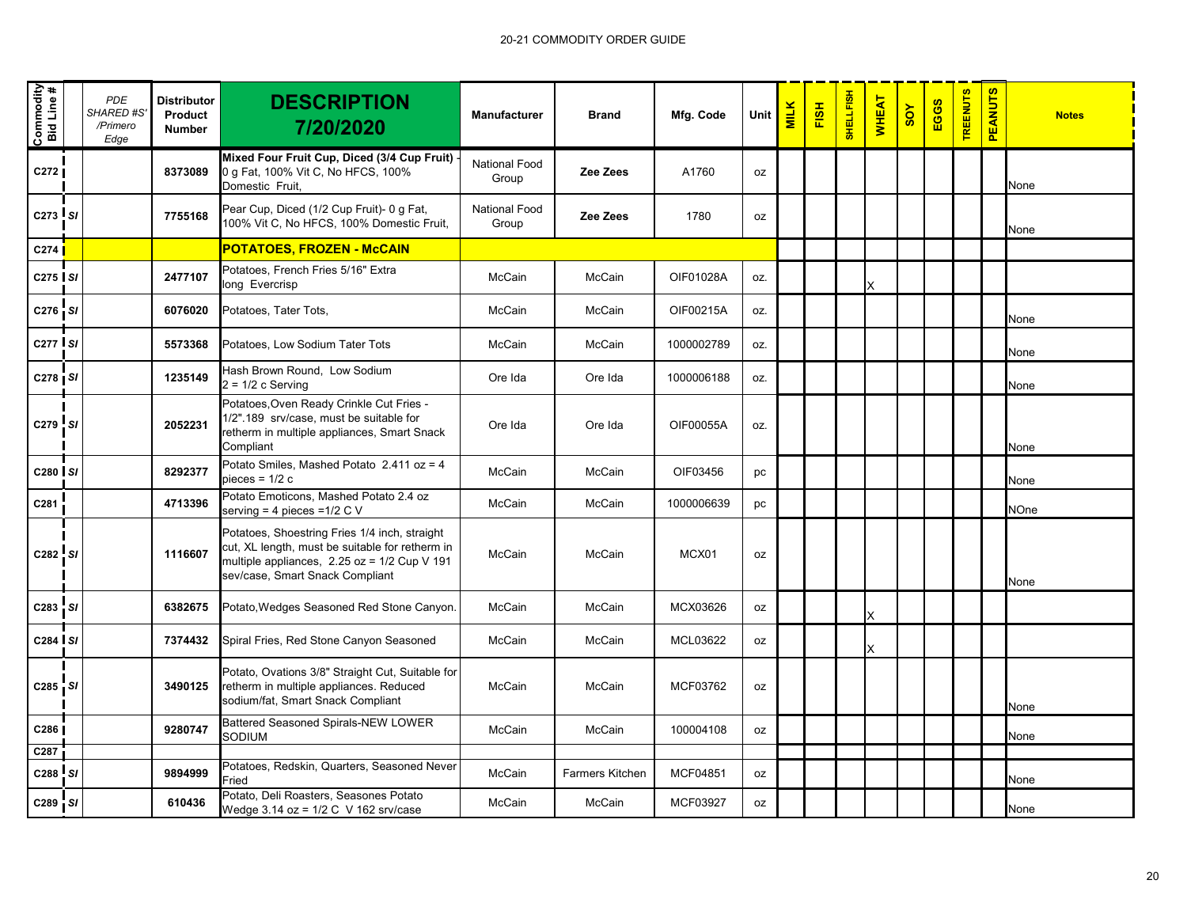# 20-21 COMMODITY ORDER GUIDE

| Commodity Bid Line # | | *PDE SHARED #S' /Primero Edge* | Distributor Product Number | DESCRIPTION 7/20/2020 | Manufacturer | Brand | Mfg. Code | Unit | MILK | FISH | SHELLFISH | WHEAT | SOY | EGGS | TREENUTS | PEANUTS | Notes |
|---|---|---|---|---|---|---|---|---|---|---|---|---|---|---|---|---|---|
| C272 | | | 8373089 | **Mixed Four Fruit Cup, Diced (3/4 Cup Fruit)** - 0 g Fat, 100% Vit C, No HFCS, 100% Domestic Fruit, | National Food Group | **Zee Zees** | A1760 | oz | | | | | | | | | None |
| C273 | *SI* | | 7755168 | Pear Cup, Diced (1/2 Cup Fruit)- 0 g Fat, 100% Vit C, No HFCS, 100% Domestic Fruit, | National Food Group | **Zee Zees** | 1780 | oz | | | | | | | | | None |
| C274 | | | | **POTATOES, FROZEN - McCAIN** | | | | | | | | | | | | | |
| C275 | *SI* | | 2477107 | Potatoes, French Fries 5/16" Extra long Evercrisp | McCain | McCain | OIF01028A | oz. | | | | X | | | | | |
| C276 | *SI* | | 6076020 | Potatoes, Tater Tots, | McCain | McCain | OIF00215A | oz. | | | | | | | | | None |
| C277 | *SI* | | 5573368 | Potatoes, Low Sodium Tater Tots | McCain | McCain | 1000002789 | oz. | | | | | | | | | None |
| C278 | *SI* | | 1235149 | Hash Brown Round, Low Sodium 2 = 1/2 c Serving | Ore Ida | Ore Ida | 1000006188 | oz. | | | | | | | | | None |
| C279 | *SI* | | 2052231 | Potatoes,Oven Ready Crinkle Cut Fries - 1/2".189 srv/case, must be suitable for retherm in multiple appliances, Smart Snack Compliant | Ore Ida | Ore Ida | OIF00055A | oz. | | | | | | | | | None |
| C280 | *SI* | | 8292377 | Potato Smiles, Mashed Potato 2.411 oz = 4 pieces = 1/2 c | McCain | McCain | OIF03456 | pc | | | | | | | | | None |
| C281 | | | 4713396 | Potato Emoticons, Mashed Potato 2.4 oz serving = 4 pieces =1/2 C V | McCain | McCain | 1000006639 | pc | | | | | | | | | NOne |
| C282 | *SI* | | 1116607 | Potatoes, Shoestring Fries 1/4 inch, straight cut, XL length, must be suitable for retherm in multiple appliances, 2.25 oz = 1/2 Cup V 191 sev/case, Smart Snack Compliant | McCain | McCain | MCX01 | oz | | | | | | | | | None |
| C283 | *SI* | | 6382675 | Potato,Wedges Seasoned Red Stone Canyon. | McCain | McCain | MCX03626 | oz | | | | X | | | | | |
| C284 | *SI* | | 7374432 | Spiral Fries, Red Stone Canyon Seasoned | McCain | McCain | MCL03622 | oz | | | | X | | | | | |
| C285 | *SI* | | 3490125 | Potato, Ovations 3/8" Straight Cut, Suitable for retherm in multiple appliances. Reduced sodium/fat, Smart Snack Compliant | McCain | McCain | MCF03762 | oz | | | | | | | | | None |
| C286 | | | 9280747 | Battered Seasoned Spirals-NEW LOWER SODIUM | McCain | McCain | 100004108 | oz | | | | | | | | | None |
| C287 | | | | | | | | | | | | | | | | | |
| C288 | *SI* | | 9894999 | Potatoes, Redskin, Quarters, Seasoned Never Fried | McCain | Farmers Kitchen | MCF04851 | oz | | | | | | | | | None |
| C289 | *SI* | | 610436 | Potato, Deli Roasters, Seasones Potato Wedge 3.14 oz = 1/2 C V 162 srv/case | McCain | McCain | MCF03927 | oz | | | | | | | | | None |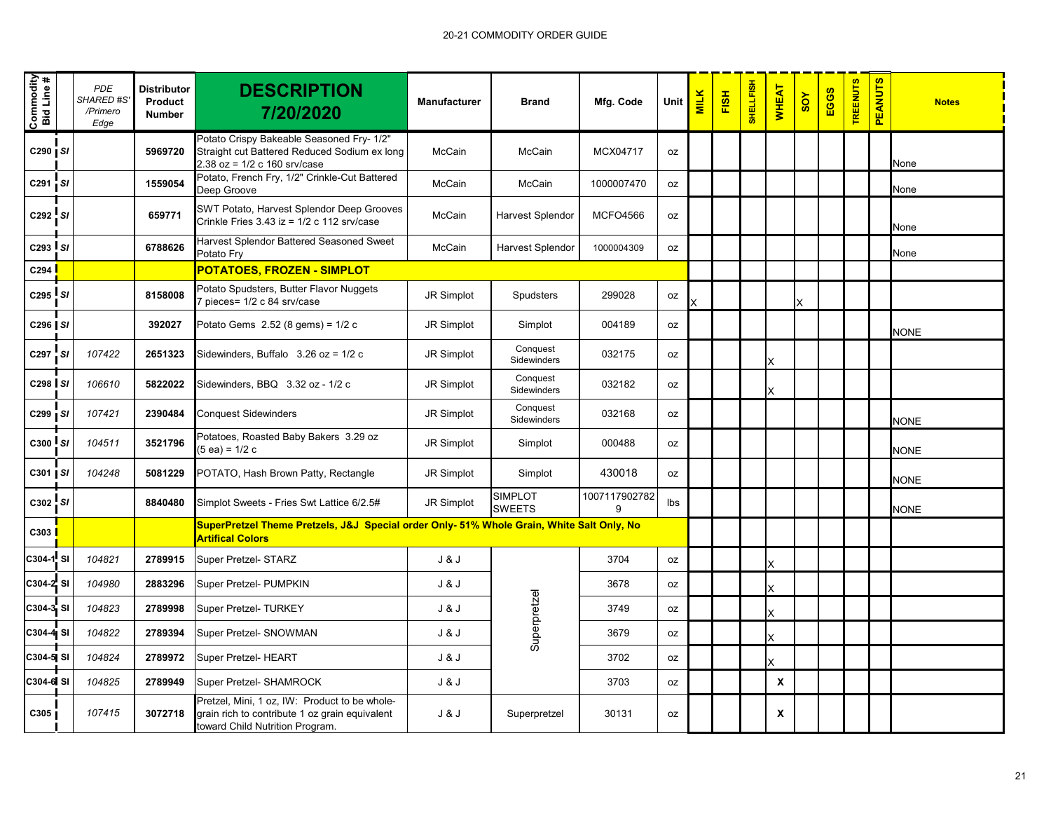20-21 COMMODITY ORDER GUIDE

| Commodity Bid Line # | | PDE SHARED #S' /Primero Edge | Distributor Product Number | DESCRIPTION 7/20/2020 | Manufacturer | Brand | Mfg. Code | Unit | MILK | FISH | SHELLFISH | WHEAT | SOY | EGGS | TREENUTS | PEANUTS | Notes |
|---|---|---|---|---|---|---|---|---|---|---|---|---|---|---|---|---|---|
| C290 | SI | | 5969720 | Potato Crispy Bakeable Seasoned Fry- 1/2" Straight cut Battered Reduced Sodium ex long 2.38 oz = 1/2 c 160 srv/case | McCain | McCain | MCX04717 | oz | | | | | | | | | None |
| C291 | SI | | 1559054 | Potato, French Fry, 1/2" Crinkle-Cut Battered Deep Groove | McCain | McCain | 1000007470 | oz | | | | | | | | | None |
| C292 | SI | | 659771 | SWT Potato, Harvest Splendor Deep Grooves Crinkle Fries 3.43 iz = 1/2 c 112 srv/case | McCain | Harvest Splendor | MCFO4566 | oz | | | | | | | | | None |
| C293 | SI | | 6788626 | Harvest Splendor Battered Seasoned Sweet Potato Fry | McCain | Harvest Splendor | 1000004309 | oz | | | | | | | | | None |
| C294 | | | | **POTATOES, FROZEN - SIMPLOT** | | | | | | | | | | | | | |
| C295 | SI | | 8158008 | Potato Spudsters, Butter Flavor Nuggets 7 pieces= 1/2 c 84 srv/case | JR Simplot | Spudsters | 299028 | oz | X | | | | X | | | | |
| C296 | SI | | 392027 | Potato Gems 2.52 (8 gems) = 1/2 c | JR Simplot | Simplot | 004189 | oz | | | | | | | | | NONE |
| C297 | SI | 107422 | 2651323 | Sidewinders, Buffalo 3.26 oz = 1/2 c | JR Simplot | Conquest Sidewinders | 032175 | oz | | | | X | | | | | |
| C298 | SI | 106610 | 5822022 | Sidewinders, BBQ 3.32 oz - 1/2 c | JR Simplot | Conquest Sidewinders | 032182 | oz | | | | X | | | | | |
| C299 | SI | 107421 | 2390484 | Conquest Sidewinders | JR Simplot | Conquest Sidewinders | 032168 | oz | | | | | | | | | NONE |
| C300 | SI | 104511 | 3521796 | Potatoes, Roasted Baby Bakers 3.29 oz (5 ea) = 1/2 c | JR Simplot | Simplot | 000488 | oz | | | | | | | | | NONE |
| C301 | SI | 104248 | 5081229 | POTATO, Hash Brown Patty, Rectangle | JR Simplot | Simplot | 430018 | oz | | | | | | | | | NONE |
| C302 | SI | | 8840480 | Simplot Sweets - Fries Swt Lattice 6/2.5# | JR Simplot | SIMPLOT SWEETS | 10071179027829 | lbs | | | | | | | | | NONE |
| C303 | | | | **SuperPretzel Theme Pretzels, J&J Special order Only- 51% Whole Grain, White Salt Only, No Artifical Colors** | | | | | | | | | | | | | |
| C304-1 | SI | 104821 | 2789915 | Super Pretzel- STARZ | J & J | Superpretzel | 3704 | oz | | | | X | | | | | |
| C304-2 | SI | 104980 | 2883296 | Super Pretzel- PUMPKIN | J & J | Superpretzel | 3678 | oz | | | | X | | | | | |
| C304-3 | SI | 104823 | 2789998 | Super Pretzel- TURKEY | J & J | Superpretzel | 3749 | oz | | | | X | | | | | |
| C304-4 | SI | 104822 | 2789394 | Super Pretzel- SNOWMAN | J & J | Superpretzel | 3679 | oz | | | | X | | | | | |
| C304-5 | SI | 104824 | 2789972 | Super Pretzel- HEART | J & J | Superpretzel | 3702 | oz | | | | X | | | | | |
| C304-6 | SI | 104825 | 2789949 | Super Pretzel- SHAMROCK | J & J | Superpretzel | 3703 | oz | | | | **X** | | | | | |
| C305 | | 107415 | 3072718 | Pretzel, Mini, 1 oz, IW: Product to be whole-grain rich to contribute 1 oz grain equivalent toward Child Nutrition Program. | J & J | Superpretzel | 30131 | oz | | | | **X** | | | | | |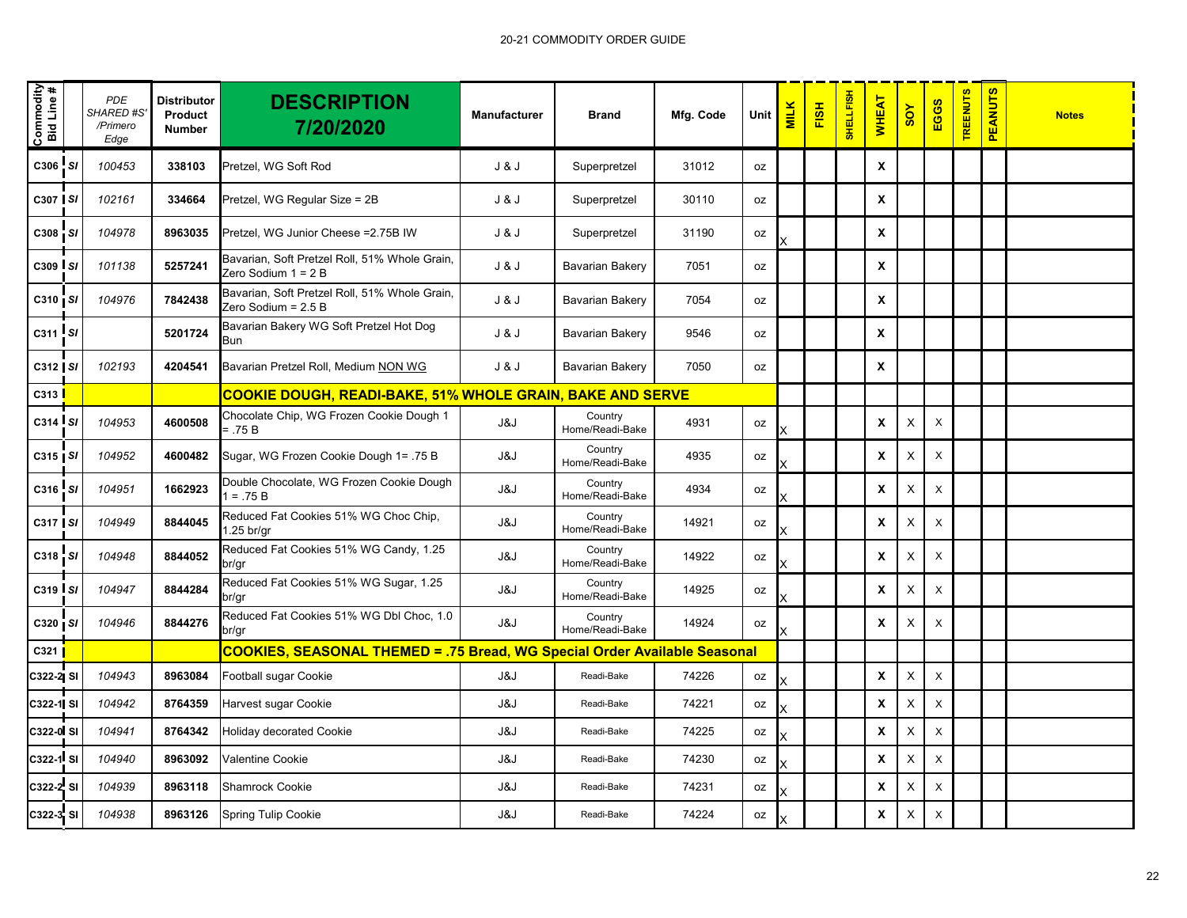20-21 COMMODITY ORDER GUIDE

| Commodity Bid Line # | | PDE SHARED #S' /Primero Edge | Distributor Product Number | DESCRIPTION 7/20/2020 | Manufacturer | Brand | Mfg. Code | Unit | MILK | FISH | SHELLFISH | WHEAT | SOY | EGGS | TREENUTS | PEANUTS | Notes |
|---|---|---|---|---|---|---|---|---|---|---|---|---|---|---|---|---|---|
| C306 | SI | 100453 | 338103 | Pretzel, WG Soft Rod | J & J | Superpretzel | 31012 | oz | | | | X | | | | | |
| C307 | SI | 102161 | 334664 | Pretzel, WG Regular Size = 2B | J & J | Superpretzel | 30110 | oz | | | | X | | | | | |
| C308 | SI | 104978 | 8963035 | Pretzel, WG Junior Cheese =2.75B IW | J & J | Superpretzel | 31190 | oz | X | | | X | | | | | |
| C309 | SI | 101138 | 5257241 | Bavarian, Soft Pretzel Roll, 51% Whole Grain, Zero Sodium 1 = 2 B | J & J | Bavarian Bakery | 7051 | oz | | | | X | | | | | |
| C310 | SI | 104976 | 7842438 | Bavarian, Soft Pretzel Roll, 51% Whole Grain, Zero Sodium = 2.5 B | J & J | Bavarian Bakery | 7054 | oz | | | | X | | | | | |
| C311 | SI | | 5201724 | Bavarian Bakery WG Soft Pretzel Hot Dog Bun | J & J | Bavarian Bakery | 9546 | oz | | | | X | | | | | |
| C312 | SI | 102193 | 4204541 | Bavarian Pretzel Roll, Medium NON WG | J & J | Bavarian Bakery | 7050 | oz | | | | X | | | | | |
| C313 | | | | **COOKIE DOUGH, READI-BAKE, 51% WHOLE GRAIN, BAKE AND SERVE** | | | | | | | | | | | | | |
| C314 | SI | 104953 | 4600508 | Chocolate Chip, WG Frozen Cookie Dough 1 = .75 B | J&J | Country Home/Readi-Bake | 4931 | oz | X | | | X | X | X | | | |
| C315 | SI | 104952 | 4600482 | Sugar, WG Frozen Cookie Dough 1= .75 B | J&J | Country Home/Readi-Bake | 4935 | oz | X | | | X | X | X | | | |
| C316 | SI | 104951 | 1662923 | Double Chocolate, WG Frozen Cookie Dough 1 = .75 B | J&J | Country Home/Readi-Bake | 4934 | oz | X | | | X | X | X | | | |
| C317 | SI | 104949 | 8844045 | Reduced Fat Cookies 51% WG Choc Chip, 1.25 br/gr | J&J | Country Home/Readi-Bake | 14921 | oz | X | | | X | X | X | | | |
| C318 | SI | 104948 | 8844052 | Reduced Fat Cookies 51% WG Candy, 1.25 br/gr | J&J | Country Home/Readi-Bake | 14922 | oz | X | | | X | X | X | | | |
| C319 | SI | 104947 | 8844284 | Reduced Fat Cookies 51% WG Sugar, 1.25 br/gr | J&J | Country Home/Readi-Bake | 14925 | oz | X | | | X | X | X | | | |
| C320 | SI | 104946 | 8844276 | Reduced Fat Cookies 51% WG Dbl Choc, 1.0 br/gr | J&J | Country Home/Readi-Bake | 14924 | oz | X | | | X | X | X | | | |
| C321 | | | | **COOKIES, SEASONAL THEMED = .75 Bread, WG Special Order Available Seasonal** | | | | | | | | | | | | | |
| C322-2 | SI | 104943 | 8963084 | Football sugar Cookie | J&J | Readi-Bake | 74226 | oz | X | | | X | X | X | | | |
| C322-1 | SI | 104942 | 8764359 | Harvest sugar Cookie | J&J | Readi-Bake | 74221 | oz | X | | | X | X | X | | | |
| C322-0 | SI | 104941 | 8764342 | Holiday decorated Cookie | J&J | Readi-Bake | 74225 | oz | X | | | X | X | X | | | |
| C322-1 | SI | 104940 | 8963092 | Valentine Cookie | J&J | Readi-Bake | 74230 | oz | X | | | X | X | X | | | |
| C322-2 | SI | 104939 | 8963118 | Shamrock Cookie | J&J | Readi-Bake | 74231 | oz | X | | | X | X | X | | | |
| C322-3 | SI | 104938 | 8963126 | Spring Tulip Cookie | J&J | Readi-Bake | 74224 | oz | X | | | X | X | X | | | |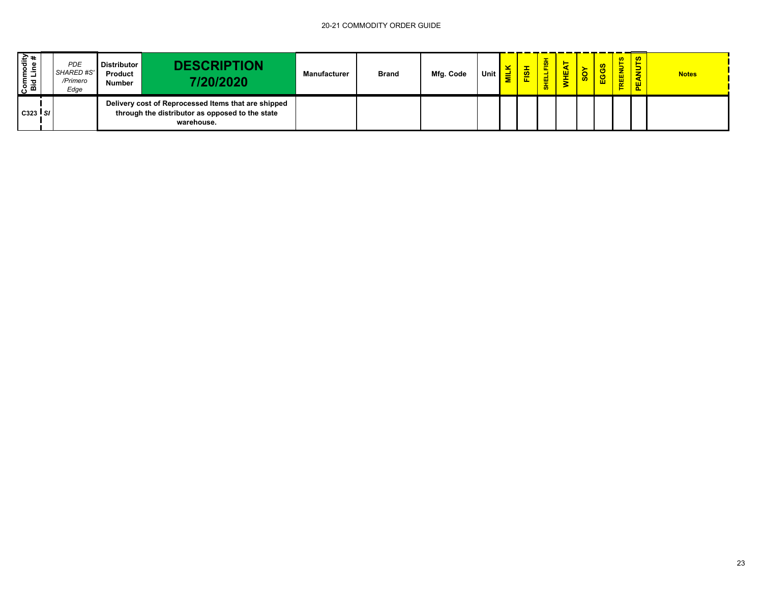20-21 COMMODITY ORDER GUIDE

| Commodity Bid Line # | | *PDE SHARED #S' /Primero Edge* | Distributor Product Number | DESCRIPTION 7/20/2020 | Manufacturer | Brand | Mfg. Code | Unit | MILK | FISH | SHELLFISH | WHEAT | SOY | EGGS | TREENUTS | PEANUTS | Notes |
|---|---|---|---|---|---|---|---|---|---|---|---|---|---|---|---|---|---|
| C323 | *SI* | | Delivery cost of Reprocessed Items that are shipped through the distributor as opposed to the state warehouse. | | | | | | | | | | | | | | |